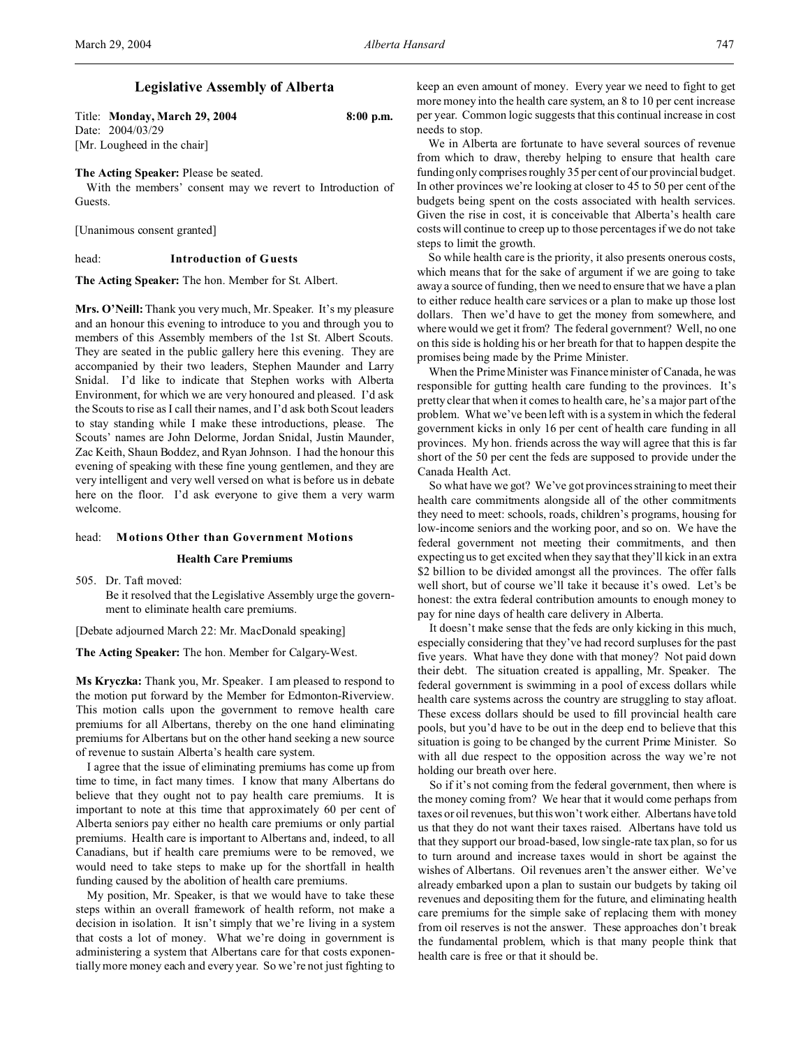# Legislative Assembly of Alberta

Title: **Monday, March 29, 2004** **8:00 p.m.**
Date: 2004/03/29
[Mr. Lougheed in the chair]

**The Acting Speaker:** Please be seated.

With the members' consent may we revert to Introduction of Guests.

[Unanimous consent granted]

head: **Introduction of Guests**

**The Acting Speaker:** The hon. Member for St. Albert.

**Mrs. O'Neill:** Thank you very much, Mr. Speaker. It's my pleasure and an honour this evening to introduce to you and through you to members of this Assembly members of the 1st St. Albert Scouts. They are seated in the public gallery here this evening. They are accompanied by their two leaders, Stephen Maunder and Larry Snidal. I'd like to indicate that Stephen works with Alberta Environment, for which we are very honoured and pleased. I'd ask the Scouts to rise as I call their names, and I'd ask both Scout leaders to stay standing while I make these introductions, please. The Scouts' names are John Delorme, Jordan Snidal, Justin Maunder, Zac Keith, Shaun Boddez, and Ryan Johnson. I had the honour this evening of speaking with these fine young gentlemen, and they are very intelligent and very well versed on what is before us in debate here on the floor. I'd ask everyone to give them a very warm welcome.

head: **Motions Other than Government Motions**

### Health Care Premiums

505. Dr. Taft moved:
Be it resolved that the Legislative Assembly urge the government to eliminate health care premiums.

[Debate adjourned March 22: Mr. MacDonald speaking]

**The Acting Speaker:** The hon. Member for Calgary-West.

**Ms Kryczka:** Thank you, Mr. Speaker. I am pleased to respond to the motion put forward by the Member for Edmonton-Riverview. This motion calls upon the government to remove health care premiums for all Albertans, thereby on the one hand eliminating premiums for Albertans but on the other hand seeking a new source of revenue to sustain Alberta's health care system.

I agree that the issue of eliminating premiums has come up from time to time, in fact many times. I know that many Albertans do believe that they ought not to pay health care premiums. It is important to note at this time that approximately 60 per cent of Alberta seniors pay either no health care premiums or only partial premiums. Health care is important to Albertans and, indeed, to all Canadians, but if health care premiums were to be removed, we would need to take steps to make up for the shortfall in health funding caused by the abolition of health care premiums.

My position, Mr. Speaker, is that we would have to take these steps within an overall framework of health reform, not make a decision in isolation. It isn't simply that we're living in a system that costs a lot of money. What we're doing in government is administering a system that Albertans care for that costs exponentially more money each and every year. So we're not just fighting to keep an even amount of money. Every year we need to fight to get more money into the health care system, an 8 to 10 per cent increase per year. Common logic suggests that this continual increase in cost needs to stop.

We in Alberta are fortunate to have several sources of revenue from which to draw, thereby helping to ensure that health care funding only comprises roughly 35 per cent of our provincial budget. In other provinces we're looking at closer to 45 to 50 per cent of the budgets being spent on the costs associated with health services. Given the rise in cost, it is conceivable that Alberta's health care costs will continue to creep up to those percentages if we do not take steps to limit the growth.

So while health care is the priority, it also presents onerous costs, which means that for the sake of argument if we are going to take away a source of funding, then we need to ensure that we have a plan to either reduce health care services or a plan to make up those lost dollars. Then we'd have to get the money from somewhere, and where would we get it from? The federal government? Well, no one on this side is holding his or her breath for that to happen despite the promises being made by the Prime Minister.

When the Prime Minister was Finance minister of Canada, he was responsible for gutting health care funding to the provinces. It's pretty clear that when it comes to health care, he's a major part of the problem. What we've been left with is a system in which the federal government kicks in only 16 per cent of health care funding in all provinces. My hon. friends across the way will agree that this is far short of the 50 per cent the feds are supposed to provide under the Canada Health Act.

So what have we got? We've got provinces straining to meet their health care commitments alongside all of the other commitments they need to meet: schools, roads, children's programs, housing for low-income seniors and the working poor, and so on. We have the federal government not meeting their commitments, and then expecting us to get excited when they say that they'll kick in an extra \$2 billion to be divided amongst all the provinces. The offer falls well short, but of course we'll take it because it's owed. Let's be honest: the extra federal contribution amounts to enough money to pay for nine days of health care delivery in Alberta.

It doesn't make sense that the feds are only kicking in this much, especially considering that they've had record surpluses for the past five years. What have they done with that money? Not paid down their debt. The situation created is appalling, Mr. Speaker. The federal government is swimming in a pool of excess dollars while health care systems across the country are struggling to stay afloat. These excess dollars should be used to fill provincial health care pools, but you'd have to be out in the deep end to believe that this situation is going to be changed by the current Prime Minister. So with all due respect to the opposition across the way we're not holding our breath over here.

So if it's not coming from the federal government, then where is the money coming from? We hear that it would come perhaps from taxes or oil revenues, but this won't work either. Albertans have told us that they do not want their taxes raised. Albertans have told us that they support our broad-based, low single-rate tax plan, so for us to turn around and increase taxes would in short be against the wishes of Albertans. Oil revenues aren't the answer either. We've already embarked upon a plan to sustain our budgets by taking oil revenues and depositing them for the future, and eliminating health care premiums for the simple sake of replacing them with money from oil reserves is not the answer. These approaches don't break the fundamental problem, which is that many people think that health care is free or that it should be.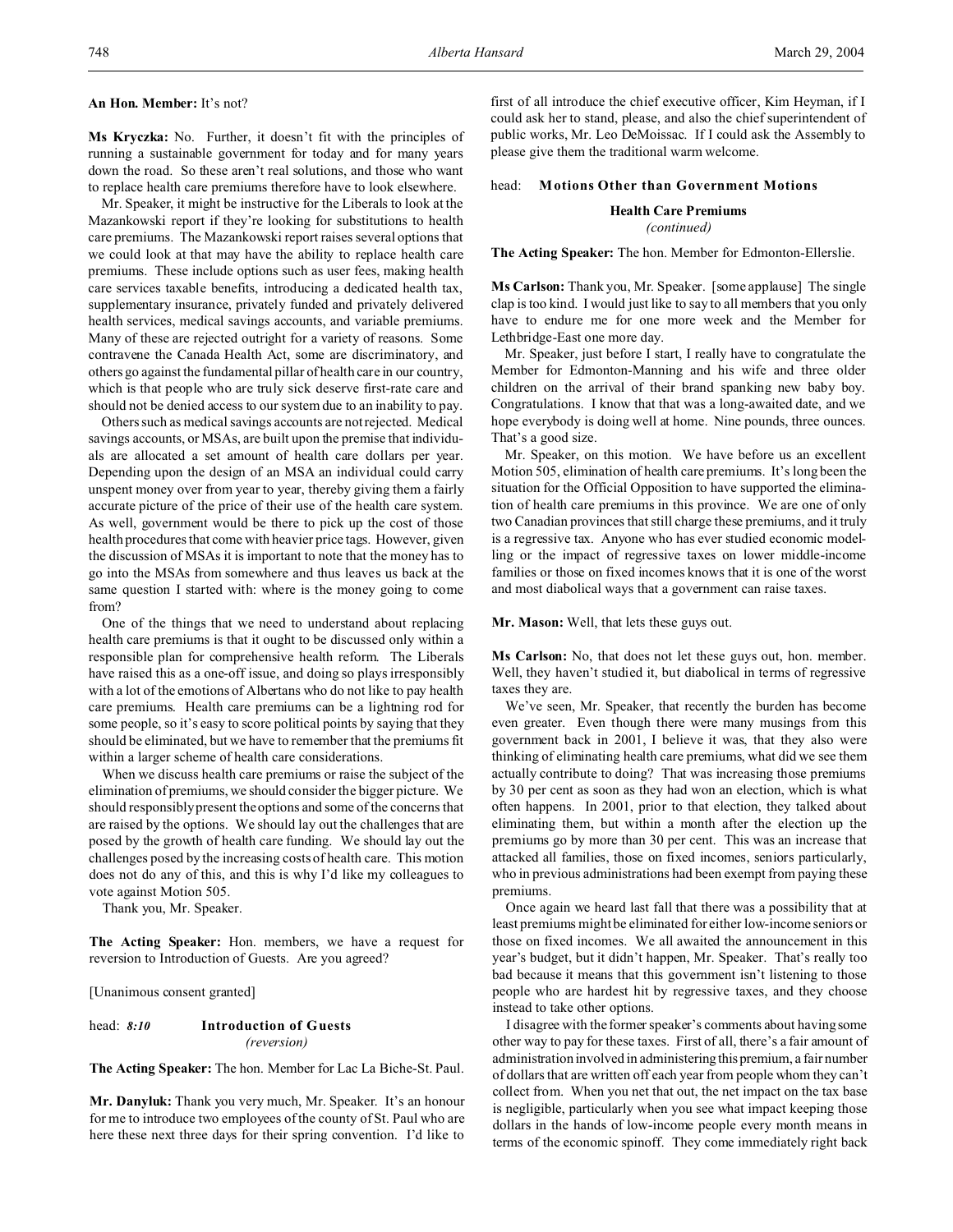**An Hon. Member:** It's not?

**Ms Kryczka:** No. Further, it doesn't fit with the principles of running a sustainable government for today and for many years down the road. So these aren't real solutions, and those who want to replace health care premiums therefore have to look elsewhere.

Mr. Speaker, it might be instructive for the Liberals to look at the Mazankowski report if they're looking for substitutions to health care premiums. The Mazankowski report raises several options that we could look at that may have the ability to replace health care premiums. These include options such as user fees, making health care services taxable benefits, introducing a dedicated health tax, supplementary insurance, privately funded and privately delivered health services, medical savings accounts, and variable premiums. Many of these are rejected outright for a variety of reasons. Some contravene the Canada Health Act, some are discriminatory, and others go against the fundamental pillar of health care in our country, which is that people who are truly sick deserve first-rate care and should not be denied access to our system due to an inability to pay.

Others such as medical savings accounts are not rejected. Medical savings accounts, or MSAs, are built upon the premise that individuals are allocated a set amount of health care dollars per year. Depending upon the design of an MSA an individual could carry unspent money over from year to year, thereby giving them a fairly accurate picture of the price of their use of the health care system. As well, government would be there to pick up the cost of those health procedures that come with heavier price tags. However, given the discussion of MSAs it is important to note that the money has to go into the MSAs from somewhere and thus leaves us back at the same question I started with: where is the money going to come from?

One of the things that we need to understand about replacing health care premiums is that it ought to be discussed only within a responsible plan for comprehensive health reform. The Liberals have raised this as a one-off issue, and doing so plays irresponsibly with a lot of the emotions of Albertans who do not like to pay health care premiums. Health care premiums can be a lightning rod for some people, so it's easy to score political points by saying that they should be eliminated, but we have to remember that the premiums fit within a larger scheme of health care considerations.

When we discuss health care premiums or raise the subject of the elimination of premiums, we should consider the bigger picture. We should responsibly present the options and some of the concerns that are raised by the options. We should lay out the challenges that are posed by the growth of health care funding. We should lay out the challenges posed by the increasing costs of health care. This motion does not do any of this, and this is why I'd like my colleagues to vote against Motion 505.

Thank you, Mr. Speaker.

**The Acting Speaker:** Hon. members, we have a request for reversion to Introduction of Guests. Are you agreed?

[Unanimous consent granted]

head: *8:10* **Introduction of Guests**
*(reversion)*

**The Acting Speaker:** The hon. Member for Lac La Biche-St. Paul.

**Mr. Danyluk:** Thank you very much, Mr. Speaker. It's an honour for me to introduce two employees of the county of St. Paul who are here these next three days for their spring convention. I'd like to first of all introduce the chief executive officer, Kim Heyman, if I could ask her to stand, please, and also the chief superintendent of public works, Mr. Leo DeMoissac. If I could ask the Assembly to please give them the traditional warm welcome.

head: **Motions Other than Government Motions**

**Health Care Premiums**
*(continued)*

**The Acting Speaker:** The hon. Member for Edmonton-Ellerslie.

**Ms Carlson:** Thank you, Mr. Speaker. [some applause] The single clap is too kind. I would just like to say to all members that you only have to endure me for one more week and the Member for Lethbridge-East one more day.

Mr. Speaker, just before I start, I really have to congratulate the Member for Edmonton-Manning and his wife and three older children on the arrival of their brand spanking new baby boy. Congratulations. I know that that was a long-awaited date, and we hope everybody is doing well at home. Nine pounds, three ounces. That's a good size.

Mr. Speaker, on this motion. We have before us an excellent Motion 505, elimination of health care premiums. It's long been the situation for the Official Opposition to have supported the elimination of health care premiums in this province. We are one of only two Canadian provinces that still charge these premiums, and it truly is a regressive tax. Anyone who has ever studied economic modelling or the impact of regressive taxes on lower middle-income families or those on fixed incomes knows that it is one of the worst and most diabolical ways that a government can raise taxes.

**Mr. Mason:** Well, that lets these guys out.

**Ms Carlson:** No, that does not let these guys out, hon. member. Well, they haven't studied it, but diabolical in terms of regressive taxes they are.

We've seen, Mr. Speaker, that recently the burden has become even greater. Even though there were many musings from this government back in 2001, I believe it was, that they also were thinking of eliminating health care premiums, what did we see them actually contribute to doing? That was increasing those premiums by 30 per cent as soon as they had won an election, which is what often happens. In 2001, prior to that election, they talked about eliminating them, but within a month after the election up the premiums go by more than 30 per cent. This was an increase that attacked all families, those on fixed incomes, seniors particularly, who in previous administrations had been exempt from paying these premiums.

Once again we heard last fall that there was a possibility that at least premiums might be eliminated for either low-income seniors or those on fixed incomes. We all awaited the announcement in this year's budget, but it didn't happen, Mr. Speaker. That's really too bad because it means that this government isn't listening to those people who are hardest hit by regressive taxes, and they choose instead to take other options.

I disagree with the former speaker's comments about having some other way to pay for these taxes. First of all, there's a fair amount of administration involved in administering this premium, a fair number of dollars that are written off each year from people whom they can't collect from. When you net that out, the net impact on the tax base is negligible, particularly when you see what impact keeping those dollars in the hands of low-income people every month means in terms of the economic spinoff. They come immediately right back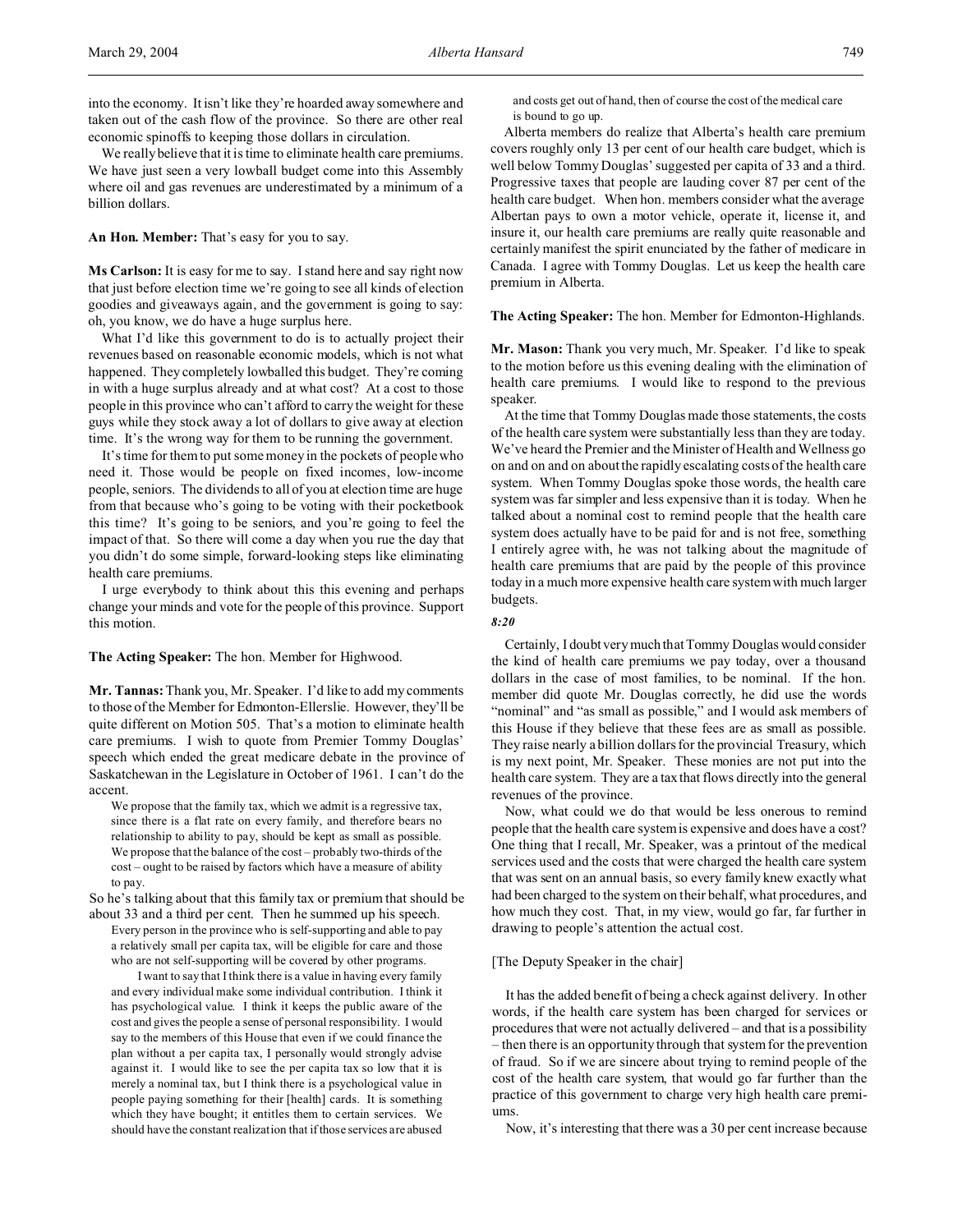into the economy. It isn't like they're hoarded away somewhere and taken out of the cash flow of the province. So there are other real economic spinoffs to keeping those dollars in circulation.

We really believe that it is time to eliminate health care premiums. We have just seen a very lowball budget come into this Assembly where oil and gas revenues are underestimated by a minimum of a billion dollars.

**An Hon. Member:** That's easy for you to say.

**Ms Carlson:** It is easy for me to say. I stand here and say right now that just before election time we're going to see all kinds of election goodies and giveaways again, and the government is going to say: oh, you know, we do have a huge surplus here.

What I'd like this government to do is to actually project their revenues based on reasonable economic models, which is not what happened. They completely lowballed this budget. They're coming in with a huge surplus already and at what cost? At a cost to those people in this province who can't afford to carry the weight for these guys while they stock away a lot of dollars to give away at election time. It's the wrong way for them to be running the government.

It's time for them to put some money in the pockets of people who need it. Those would be people on fixed incomes, low-income people, seniors. The dividends to all of you at election time are huge from that because who's going to be voting with their pocketbook this time? It's going to be seniors, and you're going to feel the impact of that. So there will come a day when you rue the day that you didn't do some simple, forward-looking steps like eliminating health care premiums.

I urge everybody to think about this this evening and perhaps change your minds and vote for the people of this province. Support this motion.

**The Acting Speaker:** The hon. Member for Highwood.

**Mr. Tannas:** Thank you, Mr. Speaker. I'd like to add my comments to those of the Member for Edmonton-Ellerslie. However, they'll be quite different on Motion 505. That's a motion to eliminate health care premiums. I wish to quote from Premier Tommy Douglas' speech which ended the great medicare debate in the province of Saskatchewan in the Legislature in October of 1961. I can't do the accent.

> We propose that the family tax, which we admit is a regressive tax, since there is a flat rate on every family, and therefore bears no relationship to ability to pay, should be kept as small as possible. We propose that the balance of the cost – probably two-thirds of the cost – ought to be raised by factors which have a measure of ability to pay.

So he's talking about that this family tax or premium that should be about 33 and a third per cent. Then he summed up his speech.

> Every person in the province who is self-supporting and able to pay a relatively small per capita tax, will be eligible for care and those who are not self-supporting will be covered by other programs.
>
> I want to say that I think there is a value in having every family and every individual make some individual contribution. I think it has psychological value. I think it keeps the public aware of the cost and gives the people a sense of personal responsibility. I would say to the members of this House that even if we could finance the plan without a per capita tax, I personally would strongly advise against it. I would like to see the per capita tax so low that it is merely a nominal tax, but I think there is a psychological value in people paying something for their [health] cards. It is something which they have bought; it entitles them to certain services. We should have the constant realization that if those services are abused and costs get out of hand, then of course the cost of the medical care is bound to go up.

Alberta members do realize that Alberta's health care premium covers roughly only 13 per cent of our health care budget, which is well below Tommy Douglas' suggested per capita of 33 and a third. Progressive taxes that people are lauding cover 87 per cent of the health care budget. When hon. members consider what the average Albertan pays to own a motor vehicle, operate it, license it, and insure it, our health care premiums are really quite reasonable and certainly manifest the spirit enunciated by the father of medicare in Canada. I agree with Tommy Douglas. Let us keep the health care premium in Alberta.

**The Acting Speaker:** The hon. Member for Edmonton-Highlands.

**Mr. Mason:** Thank you very much, Mr. Speaker. I'd like to speak to the motion before us this evening dealing with the elimination of health care premiums. I would like to respond to the previous speaker.

At the time that Tommy Douglas made those statements, the costs of the health care system were substantially less than they are today. We've heard the Premier and the Minister of Health and Wellness go on and on and on about the rapidly escalating costs of the health care system. When Tommy Douglas spoke those words, the health care system was far simpler and less expensive than it is today. When he talked about a nominal cost to remind people that the health care system does actually have to be paid for and is not free, something I entirely agree with, he was not talking about the magnitude of health care premiums that are paid by the people of this province today in a much more expensive health care system with much larger budgets.

*8:20*

Certainly, I doubt very much that Tommy Douglas would consider the kind of health care premiums we pay today, over a thousand dollars in the case of most families, to be nominal. If the hon. member did quote Mr. Douglas correctly, he did use the words "nominal" and "as small as possible," and I would ask members of this House if they believe that these fees are as small as possible. They raise nearly a billion dollars for the provincial Treasury, which is my next point, Mr. Speaker. These monies are not put into the health care system. They are a tax that flows directly into the general revenues of the province.

Now, what could we do that would be less onerous to remind people that the health care system is expensive and does have a cost? One thing that I recall, Mr. Speaker, was a printout of the medical services used and the costs that were charged the health care system that was sent on an annual basis, so every family knew exactly what had been charged to the system on their behalf, what procedures, and how much they cost. That, in my view, would go far, far further in drawing to people's attention the actual cost.

[The Deputy Speaker in the chair]

It has the added benefit of being a check against delivery. In other words, if the health care system has been charged for services or procedures that were not actually delivered – and that is a possibility – then there is an opportunity through that system for the prevention of fraud. So if we are sincere about trying to remind people of the cost of the health care system, that would go far further than the practice of this government to charge very high health care premiums.

Now, it's interesting that there was a 30 per cent increase because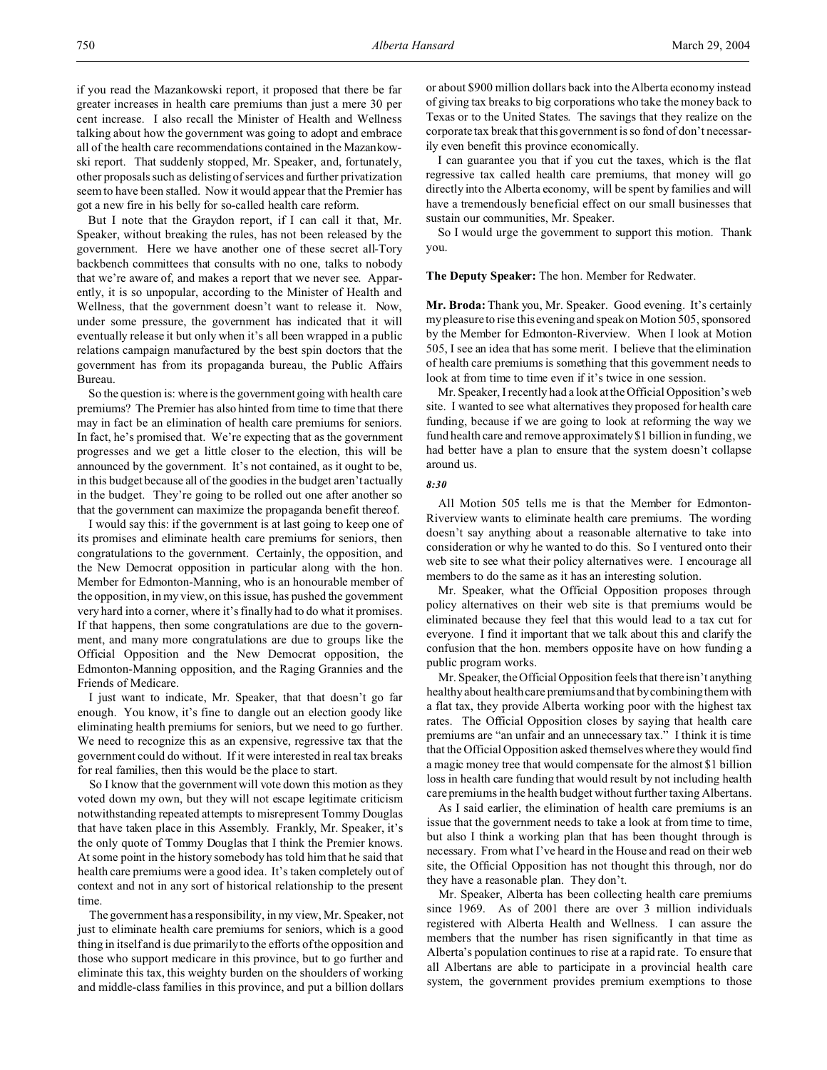if you read the Mazankowski report, it proposed that there be far greater increases in health care premiums than just a mere 30 per cent increase. I also recall the Minister of Health and Wellness talking about how the government was going to adopt and embrace all of the health care recommendations contained in the Mazankowski report. That suddenly stopped, Mr. Speaker, and, fortunately, other proposals such as delisting of services and further privatization seem to have been stalled. Now it would appear that the Premier has got a new fire in his belly for so-called health care reform.

But I note that the Graydon report, if I can call it that, Mr. Speaker, without breaking the rules, has not been released by the government. Here we have another one of these secret all-Tory backbench committees that consults with no one, talks to nobody that we're aware of, and makes a report that we never see. Apparently, it is so unpopular, according to the Minister of Health and Wellness, that the government doesn't want to release it. Now, under some pressure, the government has indicated that it will eventually release it but only when it's all been wrapped in a public relations campaign manufactured by the best spin doctors that the government has from its propaganda bureau, the Public Affairs Bureau.

So the question is: where is the government going with health care premiums? The Premier has also hinted from time to time that there may in fact be an elimination of health care premiums for seniors. In fact, he's promised that. We're expecting that as the government progresses and we get a little closer to the election, this will be announced by the government. It's not contained, as it ought to be, in this budget because all of the goodies in the budget aren't actually in the budget. They're going to be rolled out one after another so that the government can maximize the propaganda benefit thereof.

I would say this: if the government is at last going to keep one of its promises and eliminate health care premiums for seniors, then congratulations to the government. Certainly, the opposition, and the New Democrat opposition in particular along with the hon. Member for Edmonton-Manning, who is an honourable member of the opposition, in my view, on this issue, has pushed the government very hard into a corner, where it's finally had to do what it promises. If that happens, then some congratulations are due to the government, and many more congratulations are due to groups like the Official Opposition and the New Democrat opposition, the Edmonton-Manning opposition, and the Raging Grannies and the Friends of Medicare.

I just want to indicate, Mr. Speaker, that that doesn't go far enough. You know, it's fine to dangle out an election goody like eliminating health premiums for seniors, but we need to go further. We need to recognize this as an expensive, regressive tax that the government could do without. If it were interested in real tax breaks for real families, then this would be the place to start.

So I know that the government will vote down this motion as they voted down my own, but they will not escape legitimate criticism notwithstanding repeated attempts to misrepresent Tommy Douglas that have taken place in this Assembly. Frankly, Mr. Speaker, it's the only quote of Tommy Douglas that I think the Premier knows. At some point in the history somebody has told him that he said that health care premiums were a good idea. It's taken completely out of context and not in any sort of historical relationship to the present time.

The government has a responsibility, in my view, Mr. Speaker, not just to eliminate health care premiums for seniors, which is a good thing in itself and is due primarily to the efforts of the opposition and those who support medicare in this province, but to go further and eliminate this tax, this weighty burden on the shoulders of working and middle-class families in this province, and put a billion dollars or about $900 million dollars back into the Alberta economy instead of giving tax breaks to big corporations who take the money back to Texas or to the United States. The savings that they realize on the corporate tax break that this government is so fond of don't necessarily even benefit this province economically.

I can guarantee you that if you cut the taxes, which is the flat regressive tax called health care premiums, that money will go directly into the Alberta economy, will be spent by families and will have a tremendously beneficial effect on our small businesses that sustain our communities, Mr. Speaker.

So I would urge the government to support this motion. Thank you.

**The Deputy Speaker:** The hon. Member for Redwater.

**Mr. Broda:** Thank you, Mr. Speaker. Good evening. It's certainly my pleasure to rise this evening and speak on Motion 505, sponsored by the Member for Edmonton-Riverview. When I look at Motion 505, I see an idea that has some merit. I believe that the elimination of health care premiums is something that this government needs to look at from time to time even if it's twice in one session.

Mr. Speaker, I recently had a look at the Official Opposition's web site. I wanted to see what alternatives they proposed for health care funding, because if we are going to look at reforming the way we fund health care and remove approximately $1 billion in funding, we had better have a plan to ensure that the system doesn't collapse around us.

*8:30*

All Motion 505 tells me is that the Member for Edmonton-Riverview wants to eliminate health care premiums. The wording doesn't say anything about a reasonable alternative to take into consideration or why he wanted to do this. So I ventured onto their web site to see what their policy alternatives were. I encourage all members to do the same as it has an interesting solution.

Mr. Speaker, what the Official Opposition proposes through policy alternatives on their web site is that premiums would be eliminated because they feel that this would lead to a tax cut for everyone. I find it important that we talk about this and clarify the confusion that the hon. members opposite have on how funding a public program works.

Mr. Speaker, the Official Opposition feels that there isn't anything healthy about health care premiums and that by combining them with a flat tax, they provide Alberta working poor with the highest tax rates. The Official Opposition closes by saying that health care premiums are "an unfair and an unnecessary tax." I think it is time that the Official Opposition asked themselves where they would find a magic money tree that would compensate for the almost $1 billion loss in health care funding that would result by not including health care premiums in the health budget without further taxing Albertans.

As I said earlier, the elimination of health care premiums is an issue that the government needs to take a look at from time to time, but also I think a working plan that has been thought through is necessary. From what I've heard in the House and read on their web site, the Official Opposition has not thought this through, nor do they have a reasonable plan. They don't.

Mr. Speaker, Alberta has been collecting health care premiums since 1969. As of 2001 there are over 3 million individuals registered with Alberta Health and Wellness. I can assure the members that the number has risen significantly in that time as Alberta's population continues to rise at a rapid rate. To ensure that all Albertans are able to participate in a provincial health care system, the government provides premium exemptions to those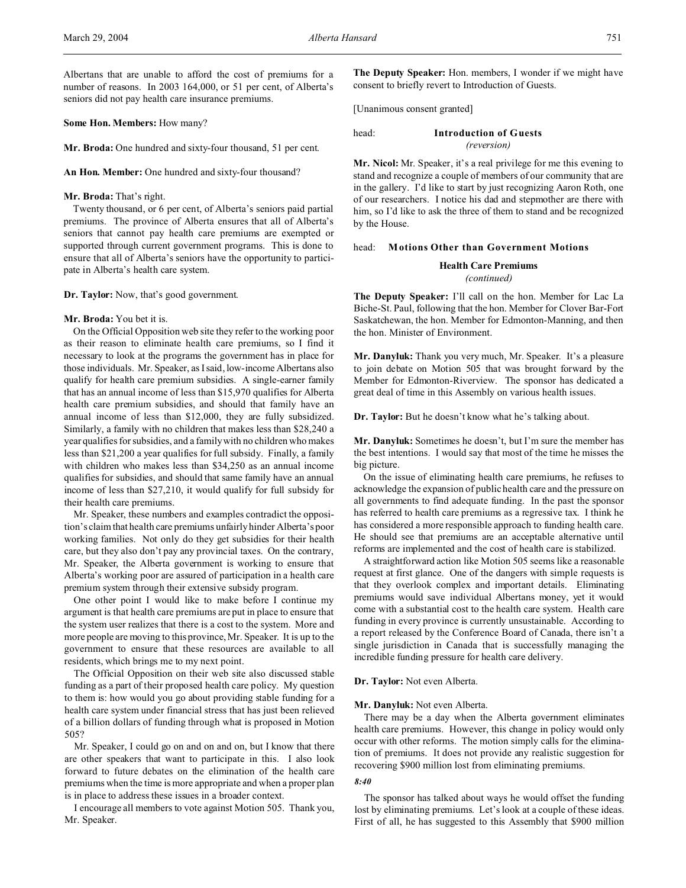Albertans that are unable to afford the cost of premiums for a number of reasons. In 2003 164,000, or 51 per cent, of Alberta's seniors did not pay health care insurance premiums.

**Some Hon. Members:** How many?

**Mr. Broda:** One hundred and sixty-four thousand, 51 per cent.

**An Hon. Member:** One hundred and sixty-four thousand?

**Mr. Broda:** That's right.

Twenty thousand, or 6 per cent, of Alberta's seniors paid partial premiums. The province of Alberta ensures that all of Alberta's seniors that cannot pay health care premiums are exempted or supported through current government programs. This is done to ensure that all of Alberta's seniors have the opportunity to participate in Alberta's health care system.

**Dr. Taylor:** Now, that's good government.

**Mr. Broda:** You bet it is.

On the Official Opposition web site they refer to the working poor as their reason to eliminate health care premiums, so I find it necessary to look at the programs the government has in place for those individuals. Mr. Speaker, as I said, low-income Albertans also qualify for health care premium subsidies. A single-earner family that has an annual income of less than $15,970 qualifies for Alberta health care premium subsidies, and should that family have an annual income of less than $12,000, they are fully subsidized. Similarly, a family with no children that makes less than $28,240 a year qualifies for subsidies, and a family with no children who makes less than $21,200 a year qualifies for full subsidy. Finally, a family with children who makes less than $34,250 as an annual income qualifies for subsidies, and should that same family have an annual income of less than $27,210, it would qualify for full subsidy for their health care premiums.

Mr. Speaker, these numbers and examples contradict the opposition's claim that health care premiums unfairly hinder Alberta's poor working families. Not only do they get subsidies for their health care, but they also don't pay any provincial taxes. On the contrary, Mr. Speaker, the Alberta government is working to ensure that Alberta's working poor are assured of participation in a health care premium system through their extensive subsidy program.

One other point I would like to make before I continue my argument is that health care premiums are put in place to ensure that the system user realizes that there is a cost to the system. More and more people are moving to this province, Mr. Speaker. It is up to the government to ensure that these resources are available to all residents, which brings me to my next point.

The Official Opposition on their web site also discussed stable funding as a part of their proposed health care policy. My question to them is: how would you go about providing stable funding for a health care system under financial stress that has just been relieved of a billion dollars of funding through what is proposed in Motion 505?

Mr. Speaker, I could go on and on and on, but I know that there are other speakers that want to participate in this. I also look forward to future debates on the elimination of the health care premiums when the time is more appropriate and when a proper plan is in place to address these issues in a broader context.

I encourage all members to vote against Motion 505. Thank you, Mr. Speaker.

**The Deputy Speaker:** Hon. members, I wonder if we might have consent to briefly revert to Introduction of Guests.

[Unanimous consent granted]

head: **Introduction of Guests**
*(reversion)*

**Mr. Nicol:** Mr. Speaker, it's a real privilege for me this evening to stand and recognize a couple of members of our community that are in the gallery. I'd like to start by just recognizing Aaron Roth, one of our researchers. I notice his dad and stepmother are there with him, so I'd like to ask the three of them to stand and be recognized by the House.

head: **Motions Other than Government Motions**

## Health Care Premiums
*(continued)*

**The Deputy Speaker:** I'll call on the hon. Member for Lac La Biche-St. Paul, following that the hon. Member for Clover Bar-Fort Saskatchewan, the hon. Member for Edmonton-Manning, and then the hon. Minister of Environment.

**Mr. Danyluk:** Thank you very much, Mr. Speaker. It's a pleasure to join debate on Motion 505 that was brought forward by the Member for Edmonton-Riverview. The sponsor has dedicated a great deal of time in this Assembly on various health issues.

**Dr. Taylor:** But he doesn't know what he's talking about.

**Mr. Danyluk:** Sometimes he doesn't, but I'm sure the member has the best intentions. I would say that most of the time he misses the big picture.

On the issue of eliminating health care premiums, he refuses to acknowledge the expansion of public health care and the pressure on all governments to find adequate funding. In the past the sponsor has referred to health care premiums as a regressive tax. I think he has considered a more responsible approach to funding health care. He should see that premiums are an acceptable alternative until reforms are implemented and the cost of health care is stabilized.

A straightforward action like Motion 505 seems like a reasonable request at first glance. One of the dangers with simple requests is that they overlook complex and important details. Eliminating premiums would save individual Albertans money, yet it would come with a substantial cost to the health care system. Health care funding in every province is currently unsustainable. According to a report released by the Conference Board of Canada, there isn't a single jurisdiction in Canada that is successfully managing the incredible funding pressure for health care delivery.

**Dr. Taylor:** Not even Alberta.

**Mr. Danyluk:** Not even Alberta.

There may be a day when the Alberta government eliminates health care premiums. However, this change in policy would only occur with other reforms. The motion simply calls for the elimination of premiums. It does not provide any realistic suggestion for recovering $900 million lost from eliminating premiums.

*8:40*

The sponsor has talked about ways he would offset the funding lost by eliminating premiums. Let's look at a couple of these ideas. First of all, he has suggested to this Assembly that $900 million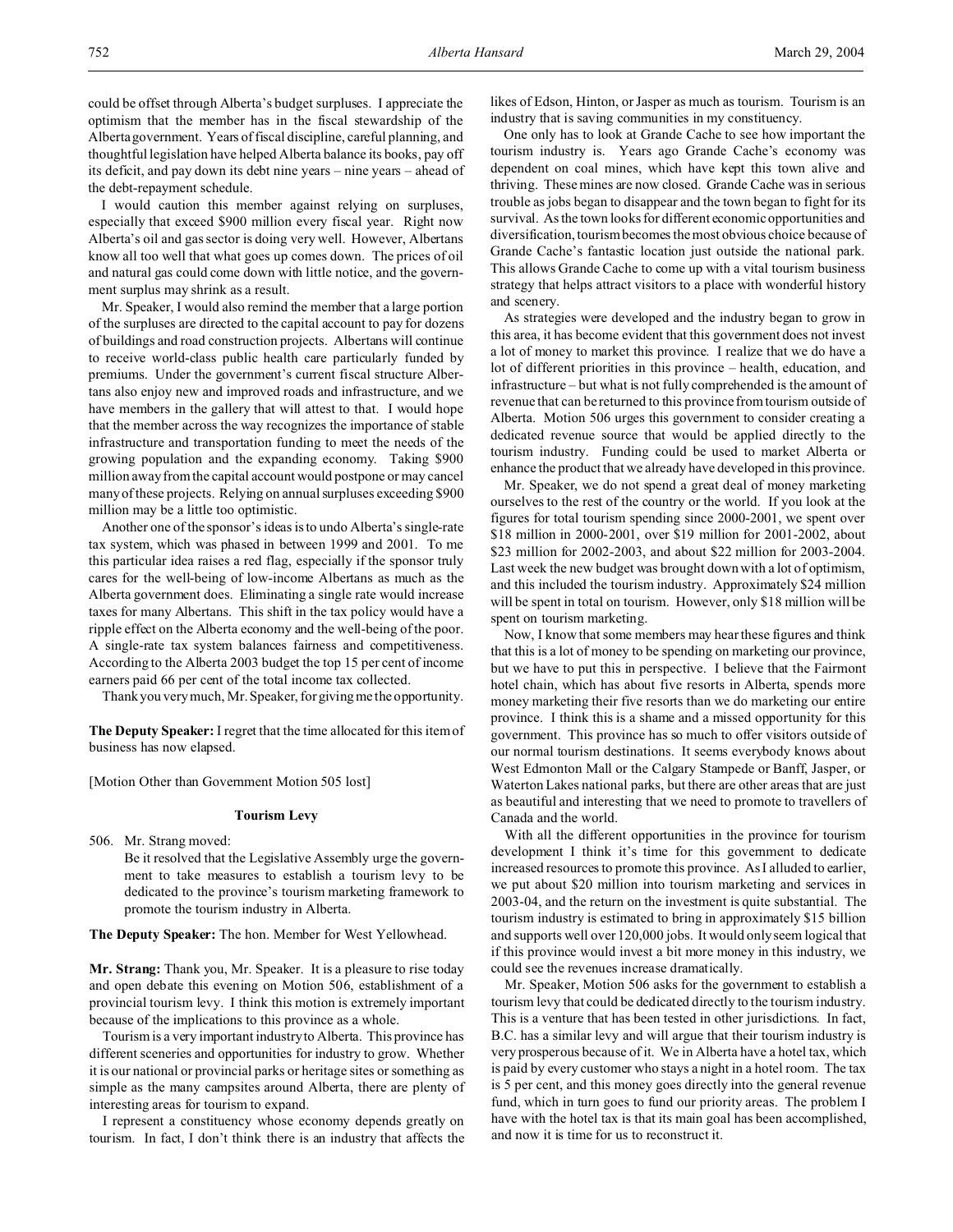could be offset through Alberta's budget surpluses. I appreciate the optimism that the member has in the fiscal stewardship of the Alberta government. Years of fiscal discipline, careful planning, and thoughtful legislation have helped Alberta balance its books, pay off its deficit, and pay down its debt nine years – nine years – ahead of the debt-repayment schedule.

I would caution this member against relying on surpluses, especially that exceed $900 million every fiscal year. Right now Alberta's oil and gas sector is doing very well. However, Albertans know all too well that what goes up comes down. The prices of oil and natural gas could come down with little notice, and the government surplus may shrink as a result.

Mr. Speaker, I would also remind the member that a large portion of the surpluses are directed to the capital account to pay for dozens of buildings and road construction projects. Albertans will continue to receive world-class public health care particularly funded by premiums. Under the government's current fiscal structure Albertans also enjoy new and improved roads and infrastructure, and we have members in the gallery that will attest to that. I would hope that the member across the way recognizes the importance of stable infrastructure and transportation funding to meet the needs of the growing population and the expanding economy. Taking $900 million away from the capital account would postpone or may cancel many of these projects. Relying on annual surpluses exceeding $900 million may be a little too optimistic.

Another one of the sponsor's ideas is to undo Alberta's single-rate tax system, which was phased in between 1999 and 2001. To me this particular idea raises a red flag, especially if the sponsor truly cares for the well-being of low-income Albertans as much as the Alberta government does. Eliminating a single rate would increase taxes for many Albertans. This shift in the tax policy would have a ripple effect on the Alberta economy and the well-being of the poor. A single-rate tax system balances fairness and competitiveness. According to the Alberta 2003 budget the top 15 per cent of income earners paid 66 per cent of the total income tax collected.

Thank you very much, Mr. Speaker, for giving me the opportunity.

**The Deputy Speaker:** I regret that the time allocated for this item of business has now elapsed.

[Motion Other than Government Motion 505 lost]

### Tourism Levy

506. Mr. Strang moved:

Be it resolved that the Legislative Assembly urge the government to take measures to establish a tourism levy to be dedicated to the province's tourism marketing framework to promote the tourism industry in Alberta.

**The Deputy Speaker:** The hon. Member for West Yellowhead.

**Mr. Strang:** Thank you, Mr. Speaker. It is a pleasure to rise today and open debate this evening on Motion 506, establishment of a provincial tourism levy. I think this motion is extremely important because of the implications to this province as a whole.

Tourism is a very important industry to Alberta. This province has different sceneries and opportunities for industry to grow. Whether it is our national or provincial parks or heritage sites or something as simple as the many campsites around Alberta, there are plenty of interesting areas for tourism to expand.

I represent a constituency whose economy depends greatly on tourism. In fact, I don't think there is an industry that affects the likes of Edson, Hinton, or Jasper as much as tourism. Tourism is an industry that is saving communities in my constituency.

One only has to look at Grande Cache to see how important the tourism industry is. Years ago Grande Cache's economy was dependent on coal mines, which have kept this town alive and thriving. These mines are now closed. Grande Cache was in serious trouble as jobs began to disappear and the town began to fight for its survival. As the town looks for different economic opportunities and diversification, tourism becomes the most obvious choice because of Grande Cache's fantastic location just outside the national park. This allows Grande Cache to come up with a vital tourism business strategy that helps attract visitors to a place with wonderful history and scenery.

As strategies were developed and the industry began to grow in this area, it has become evident that this government does not invest a lot of money to market this province. I realize that we do have a lot of different priorities in this province – health, education, and infrastructure – but what is not fully comprehended is the amount of revenue that can be returned to this province from tourism outside of Alberta. Motion 506 urges this government to consider creating a dedicated revenue source that would be applied directly to the tourism industry. Funding could be used to market Alberta or enhance the product that we already have developed in this province.

Mr. Speaker, we do not spend a great deal of money marketing ourselves to the rest of the country or the world. If you look at the figures for total tourism spending since 2000-2001, we spent over $18 million in 2000-2001, over $19 million for 2001-2002, about $23 million for 2002-2003, and about $22 million for 2003-2004. Last week the new budget was brought down with a lot of optimism, and this included the tourism industry. Approximately $24 million will be spent in total on tourism. However, only $18 million will be spent on tourism marketing.

Now, I know that some members may hear these figures and think that this is a lot of money to be spending on marketing our province, but we have to put this in perspective. I believe that the Fairmont hotel chain, which has about five resorts in Alberta, spends more money marketing their five resorts than we do marketing our entire province. I think this is a shame and a missed opportunity for this government. This province has so much to offer visitors outside of our normal tourism destinations. It seems everybody knows about West Edmonton Mall or the Calgary Stampede or Banff, Jasper, or Waterton Lakes national parks, but there are other areas that are just as beautiful and interesting that we need to promote to travellers of Canada and the world.

With all the different opportunities in the province for tourism development I think it's time for this government to dedicate increased resources to promote this province. As I alluded to earlier, we put about $20 million into tourism marketing and services in 2003-04, and the return on the investment is quite substantial. The tourism industry is estimated to bring in approximately $15 billion and supports well over 120,000 jobs. It would only seem logical that if this province would invest a bit more money in this industry, we could see the revenues increase dramatically.

Mr. Speaker, Motion 506 asks for the government to establish a tourism levy that could be dedicated directly to the tourism industry. This is a venture that has been tested in other jurisdictions. In fact, B.C. has a similar levy and will argue that their tourism industry is very prosperous because of it. We in Alberta have a hotel tax, which is paid by every customer who stays a night in a hotel room. The tax is 5 per cent, and this money goes directly into the general revenue fund, which in turn goes to fund our priority areas. The problem I have with the hotel tax is that its main goal has been accomplished, and now it is time for us to reconstruct it.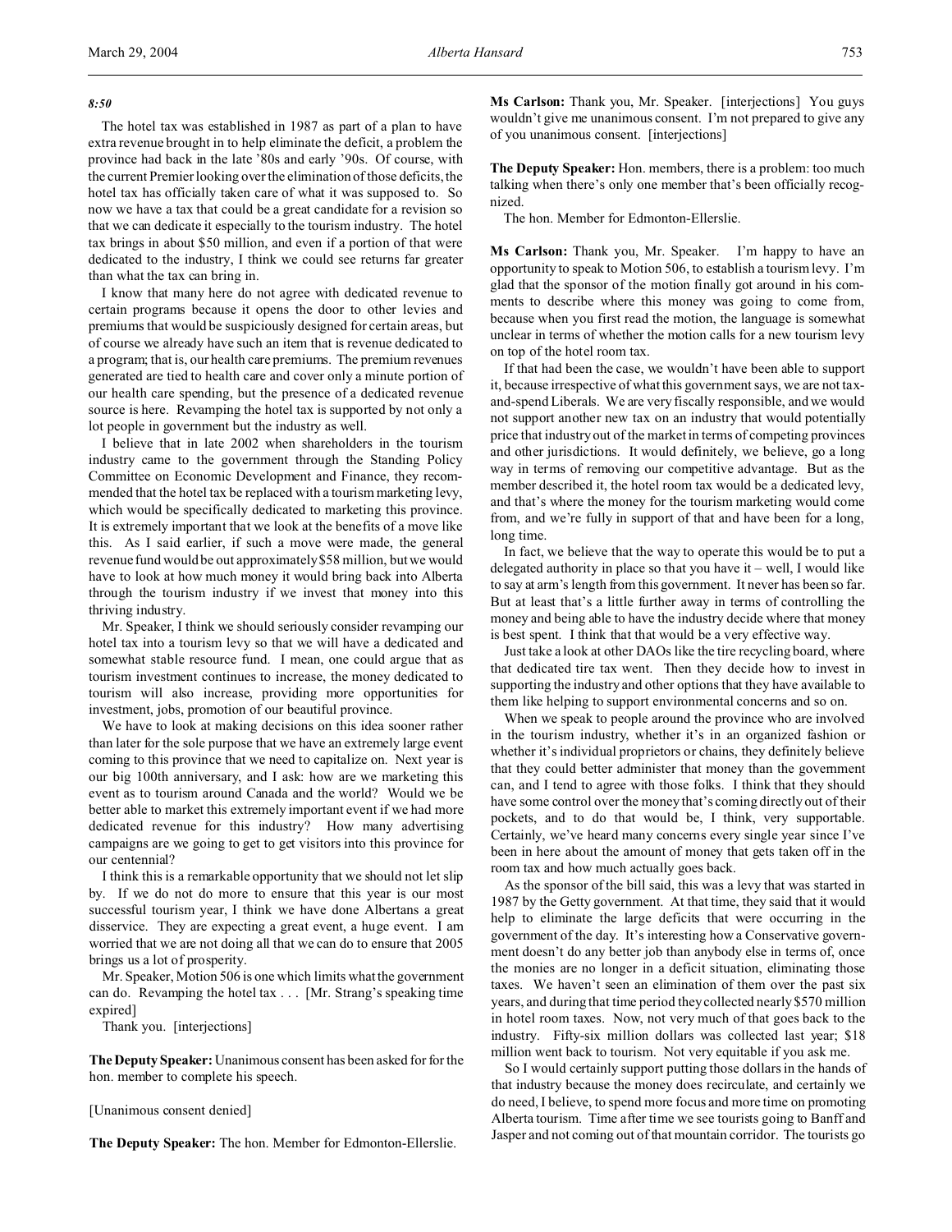*8:50*

The hotel tax was established in 1987 as part of a plan to have extra revenue brought in to help eliminate the deficit, a problem the province had back in the late '80s and early '90s. Of course, with the current Premier looking over the elimination of those deficits, the hotel tax has officially taken care of what it was supposed to. So now we have a tax that could be a great candidate for a revision so that we can dedicate it especially to the tourism industry. The hotel tax brings in about $50 million, and even if a portion of that were dedicated to the industry, I think we could see returns far greater than what the tax can bring in.

I know that many here do not agree with dedicated revenue to certain programs because it opens the door to other levies and premiums that would be suspiciously designed for certain areas, but of course we already have such an item that is revenue dedicated to a program; that is, our health care premiums. The premium revenues generated are tied to health care and cover only a minute portion of our health care spending, but the presence of a dedicated revenue source is here. Revamping the hotel tax is supported by not only a lot people in government but the industry as well.

I believe that in late 2002 when shareholders in the tourism industry came to the government through the Standing Policy Committee on Economic Development and Finance, they recommended that the hotel tax be replaced with a tourism marketing levy, which would be specifically dedicated to marketing this province. It is extremely important that we look at the benefits of a move like this. As I said earlier, if such a move were made, the general revenue fund would be out approximately $58 million, but we would have to look at how much money it would bring back into Alberta through the tourism industry if we invest that money into this thriving industry.

Mr. Speaker, I think we should seriously consider revamping our hotel tax into a tourism levy so that we will have a dedicated and somewhat stable resource fund. I mean, one could argue that as tourism investment continues to increase, the money dedicated to tourism will also increase, providing more opportunities for investment, jobs, promotion of our beautiful province.

We have to look at making decisions on this idea sooner rather than later for the sole purpose that we have an extremely large event coming to this province that we need to capitalize on. Next year is our big 100th anniversary, and I ask: how are we marketing this event as to tourism around Canada and the world? Would we be better able to market this extremely important event if we had more dedicated revenue for this industry? How many advertising campaigns are we going to get to get visitors into this province for our centennial?

I think this is a remarkable opportunity that we should not let slip by. If we do not do more to ensure that this year is our most successful tourism year, I think we have done Albertans a great disservice. They are expecting a great event, a huge event. I am worried that we are not doing all that we can do to ensure that 2005 brings us a lot of prosperity.

Mr. Speaker, Motion 506 is one which limits what the government can do. Revamping the hotel tax . . . [Mr. Strang's speaking time expired]

Thank you. [interjections]

**The Deputy Speaker:** Unanimous consent has been asked for for the hon. member to complete his speech.

[Unanimous consent denied]

**The Deputy Speaker:** The hon. Member for Edmonton-Ellerslie.

**Ms Carlson:** Thank you, Mr. Speaker. [interjections] You guys wouldn't give me unanimous consent. I'm not prepared to give any of you unanimous consent. [interjections]

**The Deputy Speaker:** Hon. members, there is a problem: too much talking when there's only one member that's been officially recognized.

The hon. Member for Edmonton-Ellerslie.

**Ms Carlson:** Thank you, Mr. Speaker. I'm happy to have an opportunity to speak to Motion 506, to establish a tourism levy. I'm glad that the sponsor of the motion finally got around in his comments to describe where this money was going to come from, because when you first read the motion, the language is somewhat unclear in terms of whether the motion calls for a new tourism levy on top of the hotel room tax.

If that had been the case, we wouldn't have been able to support it, because irrespective of what this government says, we are not tax-and-spend Liberals. We are very fiscally responsible, and we would not support another new tax on an industry that would potentially price that industry out of the market in terms of competing provinces and other jurisdictions. It would definitely, we believe, go a long way in terms of removing our competitive advantage. But as the member described it, the hotel room tax would be a dedicated levy, and that's where the money for the tourism marketing would come from, and we're fully in support of that and have been for a long, long time.

In fact, we believe that the way to operate this would be to put a delegated authority in place so that you have it – well, I would like to say at arm's length from this government. It never has been so far. But at least that's a little further away in terms of controlling the money and being able to have the industry decide where that money is best spent. I think that that would be a very effective way.

Just take a look at other DAOs like the tire recycling board, where that dedicated tire tax went. Then they decide how to invest in supporting the industry and other options that they have available to them like helping to support environmental concerns and so on.

When we speak to people around the province who are involved in the tourism industry, whether it's in an organized fashion or whether it's individual proprietors or chains, they definitely believe that they could better administer that money than the government can, and I tend to agree with those folks. I think that they should have some control over the money that's coming directly out of their pockets, and to do that would be, I think, very supportable. Certainly, we've heard many concerns every single year since I've been in here about the amount of money that gets taken off in the room tax and how much actually goes back.

As the sponsor of the bill said, this was a levy that was started in 1987 by the Getty government. At that time, they said that it would help to eliminate the large deficits that were occurring in the government of the day. It's interesting how a Conservative government doesn't do any better job than anybody else in terms of, once the monies are no longer in a deficit situation, eliminating those taxes. We haven't seen an elimination of them over the past six years, and during that time period they collected nearly $570 million in hotel room taxes. Now, not very much of that goes back to the industry. Fifty-six million dollars was collected last year; $18 million went back to tourism. Not very equitable if you ask me.

So I would certainly support putting those dollars in the hands of that industry because the money does recirculate, and certainly we do need, I believe, to spend more focus and more time on promoting Alberta tourism. Time after time we see tourists going to Banff and Jasper and not coming out of that mountain corridor. The tourists go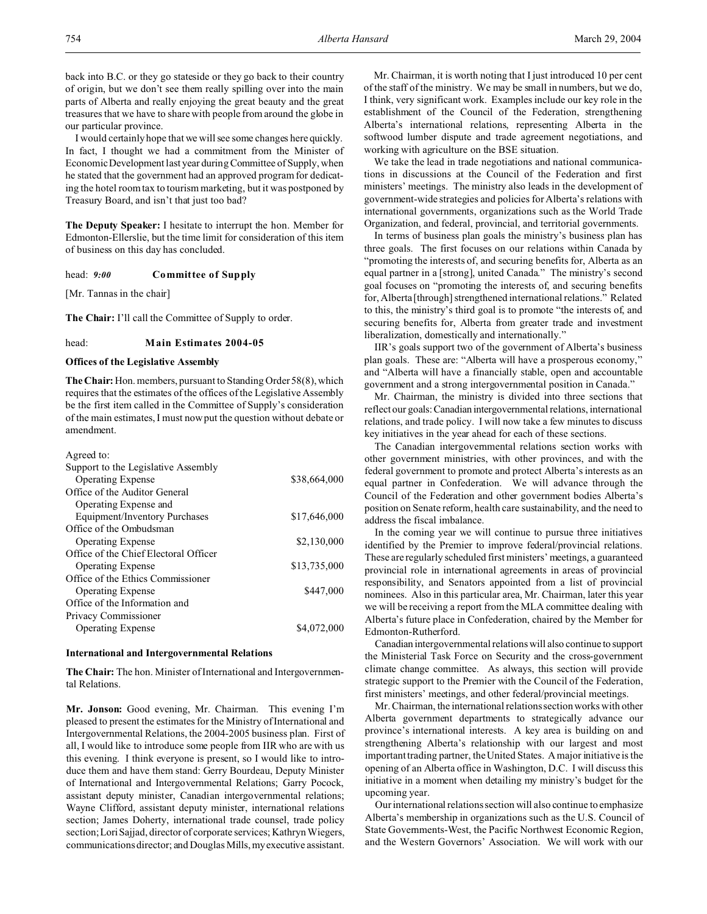back into B.C. or they go stateside or they go back to their country of origin, but we don't see them really spilling over into the main parts of Alberta and really enjoying the great beauty and the great treasures that we have to share with people from around the globe in our particular province.

I would certainly hope that we will see some changes here quickly. In fact, I thought we had a commitment from the Minister of Economic Development last year during Committee of Supply, when he stated that the government had an approved program for dedicating the hotel room tax to tourism marketing, but it was postponed by Treasury Board, and isn't that just too bad?

**The Deputy Speaker:** I hesitate to interrupt the hon. Member for Edmonton-Ellerslie, but the time limit for consideration of this item of business on this day has concluded.

head: *9:00* **Committee of Supply**

[Mr. Tannas in the chair]

**The Chair:** I'll call the Committee of Supply to order.

head: **Main Estimates 2004-05**

**Offices of the Legislative Assembly**

**The Chair:** Hon. members, pursuant to Standing Order 58(8), which requires that the estimates of the offices of the Legislative Assembly be the first item called in the Committee of Supply's consideration of the main estimates, I must now put the question without debate or amendment.

Agreed to:

| | |
|---|---|
| Support to the Legislative Assembly | |
| Operating Expense | $38,664,000 |
| Office of the Auditor General | |
| Operating Expense and Equipment/Inventory Purchases | $17,646,000 |
| Office of the Ombudsman | |
| Operating Expense | $2,130,000 |
| Office of the Chief Electoral Officer | |
| Operating Expense | $13,735,000 |
| Office of the Ethics Commissioner | |
| Operating Expense | $447,000 |
| Office of the Information and Privacy Commissioner | |
| Operating Expense | $4,072,000 |

**International and Intergovernmental Relations**

**The Chair:** The hon. Minister of International and Intergovernmental Relations.

**Mr. Jonson:** Good evening, Mr. Chairman. This evening I'm pleased to present the estimates for the Ministry of International and Intergovernmental Relations, the 2004-2005 business plan. First of all, I would like to introduce some people from IIR who are with us this evening. I think everyone is present, so I would like to introduce them and have them stand: Gerry Bourdeau, Deputy Minister of International and Intergovernmental Relations; Garry Pocock, assistant deputy minister, Canadian intergovernmental relations; Wayne Clifford, assistant deputy minister, international relations section; James Doherty, international trade counsel, trade policy section; Lori Sajjad, director of corporate services; Kathryn Wiegers, communications director; and Douglas Mills, my executive assistant.

Mr. Chairman, it is worth noting that I just introduced 10 per cent of the staff of the ministry. We may be small in numbers, but we do, I think, very significant work. Examples include our key role in the establishment of the Council of the Federation, strengthening Alberta's international relations, representing Alberta in the softwood lumber dispute and trade agreement negotiations, and working with agriculture on the BSE situation.

We take the lead in trade negotiations and national communications in discussions at the Council of the Federation and first ministers' meetings. The ministry also leads in the development of government-wide strategies and policies for Alberta's relations with international governments, organizations such as the World Trade Organization, and federal, provincial, and territorial governments.

In terms of business plan goals the ministry's business plan has three goals. The first focuses on our relations within Canada by "promoting the interests of, and securing benefits for, Alberta as an equal partner in a [strong], united Canada." The ministry's second goal focuses on "promoting the interests of, and securing benefits for, Alberta [through] strengthened international relations." Related to this, the ministry's third goal is to promote "the interests of, and securing benefits for, Alberta from greater trade and investment liberalization, domestically and internationally."

IIR's goals support two of the government of Alberta's business plan goals. These are: "Alberta will have a prosperous economy," and "Alberta will have a financially stable, open and accountable government and a strong intergovernmental position in Canada."

Mr. Chairman, the ministry is divided into three sections that reflect our goals: Canadian intergovernmental relations, international relations, and trade policy. I will now take a few minutes to discuss key initiatives in the year ahead for each of these sections.

The Canadian intergovernmental relations section works with other government ministries, with other provinces, and with the federal government to promote and protect Alberta's interests as an equal partner in Confederation. We will advance through the Council of the Federation and other government bodies Alberta's position on Senate reform, health care sustainability, and the need to address the fiscal imbalance.

In the coming year we will continue to pursue three initiatives identified by the Premier to improve federal/provincial relations. These are regularly scheduled first ministers' meetings, a guaranteed provincial role in international agreements in areas of provincial responsibility, and Senators appointed from a list of provincial nominees. Also in this particular area, Mr. Chairman, later this year we will be receiving a report from the MLA committee dealing with Alberta's future place in Confederation, chaired by the Member for Edmonton-Rutherford.

Canadian intergovernmental relations will also continue to support the Ministerial Task Force on Security and the cross-government climate change committee. As always, this section will provide strategic support to the Premier with the Council of the Federation, first ministers' meetings, and other federal/provincial meetings.

Mr. Chairman, the international relations section works with other Alberta government departments to strategically advance our province's international interests. A key area is building on and strengthening Alberta's relationship with our largest and most important trading partner, the United States. A major initiative is the opening of an Alberta office in Washington, D.C. I will discuss this initiative in a moment when detailing my ministry's budget for the upcoming year.

Our international relations section will also continue to emphasize Alberta's membership in organizations such as the U.S. Council of State Governments-West, the Pacific Northwest Economic Region, and the Western Governors' Association. We will work with our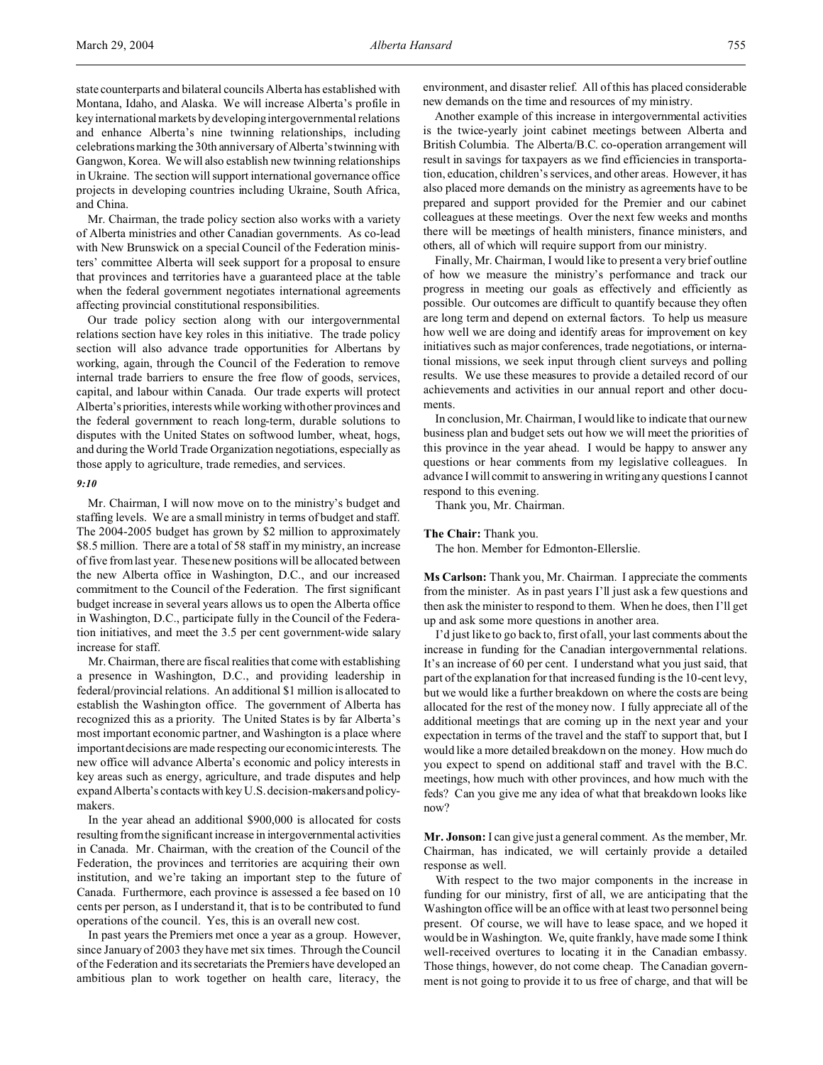state counterparts and bilateral councils Alberta has established with Montana, Idaho, and Alaska. We will increase Alberta's profile in key international markets by developing intergovernmental relations and enhance Alberta's nine twinning relationships, including celebrations marking the 30th anniversary of Alberta's twinning with Gangwon, Korea. We will also establish new twinning relationships in Ukraine. The section will support international governance office projects in developing countries including Ukraine, South Africa, and China.

Mr. Chairman, the trade policy section also works with a variety of Alberta ministries and other Canadian governments. As co-lead with New Brunswick on a special Council of the Federation ministers' committee Alberta will seek support for a proposal to ensure that provinces and territories have a guaranteed place at the table when the federal government negotiates international agreements affecting provincial constitutional responsibilities.

Our trade policy section along with our intergovernmental relations section have key roles in this initiative. The trade policy section will also advance trade opportunities for Albertans by working, again, through the Council of the Federation to remove internal trade barriers to ensure the free flow of goods, services, capital, and labour within Canada. Our trade experts will protect Alberta's priorities, interests while working with other provinces and the federal government to reach long-term, durable solutions to disputes with the United States on softwood lumber, wheat, hogs, and during the World Trade Organization negotiations, especially as those apply to agriculture, trade remedies, and services.

*9:10*

Mr. Chairman, I will now move on to the ministry's budget and staffing levels. We are a small ministry in terms of budget and staff. The 2004-2005 budget has grown by $2 million to approximately $8.5 million. There are a total of 58 staff in my ministry, an increase of five from last year. These new positions will be allocated between the new Alberta office in Washington, D.C., and our increased commitment to the Council of the Federation. The first significant budget increase in several years allows us to open the Alberta office in Washington, D.C., participate fully in the Council of the Federation initiatives, and meet the 3.5 per cent government-wide salary increase for staff.

Mr. Chairman, there are fiscal realities that come with establishing a presence in Washington, D.C., and providing leadership in federal/provincial relations. An additional $1 million is allocated to establish the Washington office. The government of Alberta has recognized this as a priority. The United States is by far Alberta's most important economic partner, and Washington is a place where important decisions are made respecting our economic interests. The new office will advance Alberta's economic and policy interests in key areas such as energy, agriculture, and trade disputes and help expand Alberta's contacts with key U.S. decision-makers and policy-makers.

In the year ahead an additional $900,000 is allocated for costs resulting from the significant increase in intergovernmental activities in Canada. Mr. Chairman, with the creation of the Council of the Federation, the provinces and territories are acquiring their own institution, and we're taking an important step to the future of Canada. Furthermore, each province is assessed a fee based on 10 cents per person, as I understand it, that is to be contributed to fund operations of the council. Yes, this is an overall new cost.

In past years the Premiers met once a year as a group. However, since January of 2003 they have met six times. Through the Council of the Federation and its secretariats the Premiers have developed an ambitious plan to work together on health care, literacy, the environment, and disaster relief. All of this has placed considerable new demands on the time and resources of my ministry.

Another example of this increase in intergovernmental activities is the twice-yearly joint cabinet meetings between Alberta and British Columbia. The Alberta/B.C. co-operation arrangement will result in savings for taxpayers as we find efficiencies in transportation, education, children's services, and other areas. However, it has also placed more demands on the ministry as agreements have to be prepared and support provided for the Premier and our cabinet colleagues at these meetings. Over the next few weeks and months there will be meetings of health ministers, finance ministers, and others, all of which will require support from our ministry.

Finally, Mr. Chairman, I would like to present a very brief outline of how we measure the ministry's performance and track our progress in meeting our goals as effectively and efficiently as possible. Our outcomes are difficult to quantify because they often are long term and depend on external factors. To help us measure how well we are doing and identify areas for improvement on key initiatives such as major conferences, trade negotiations, or international missions, we seek input through client surveys and polling results. We use these measures to provide a detailed record of our achievements and activities in our annual report and other documents.

In conclusion, Mr. Chairman, I would like to indicate that our new business plan and budget sets out how we will meet the priorities of this province in the year ahead. I would be happy to answer any questions or hear comments from my legislative colleagues. In advance I will commit to answering in writing any questions I cannot respond to this evening.

Thank you, Mr. Chairman.

**The Chair:** Thank you.

The hon. Member for Edmonton-Ellerslie.

**Ms Carlson:** Thank you, Mr. Chairman. I appreciate the comments from the minister. As in past years I'll just ask a few questions and then ask the minister to respond to them. When he does, then I'll get up and ask some more questions in another area.

I'd just like to go back to, first of all, your last comments about the increase in funding for the Canadian intergovernmental relations. It's an increase of 60 per cent. I understand what you just said, that part of the explanation for that increased funding is the 10-cent levy, but we would like a further breakdown on where the costs are being allocated for the rest of the money now. I fully appreciate all of the additional meetings that are coming up in the next year and your expectation in terms of the travel and the staff to support that, but I would like a more detailed breakdown on the money. How much do you expect to spend on additional staff and travel with the B.C. meetings, how much with other provinces, and how much with the feds? Can you give me any idea of what that breakdown looks like now?

**Mr. Jonson:** I can give just a general comment. As the member, Mr. Chairman, has indicated, we will certainly provide a detailed response as well.

With respect to the two major components in the increase in funding for our ministry, first of all, we are anticipating that the Washington office will be an office with at least two personnel being present. Of course, we will have to lease space, and we hoped it would be in Washington. We, quite frankly, have made some I think well-received overtures to locating it in the Canadian embassy. Those things, however, do not come cheap. The Canadian government is not going to provide it to us free of charge, and that will be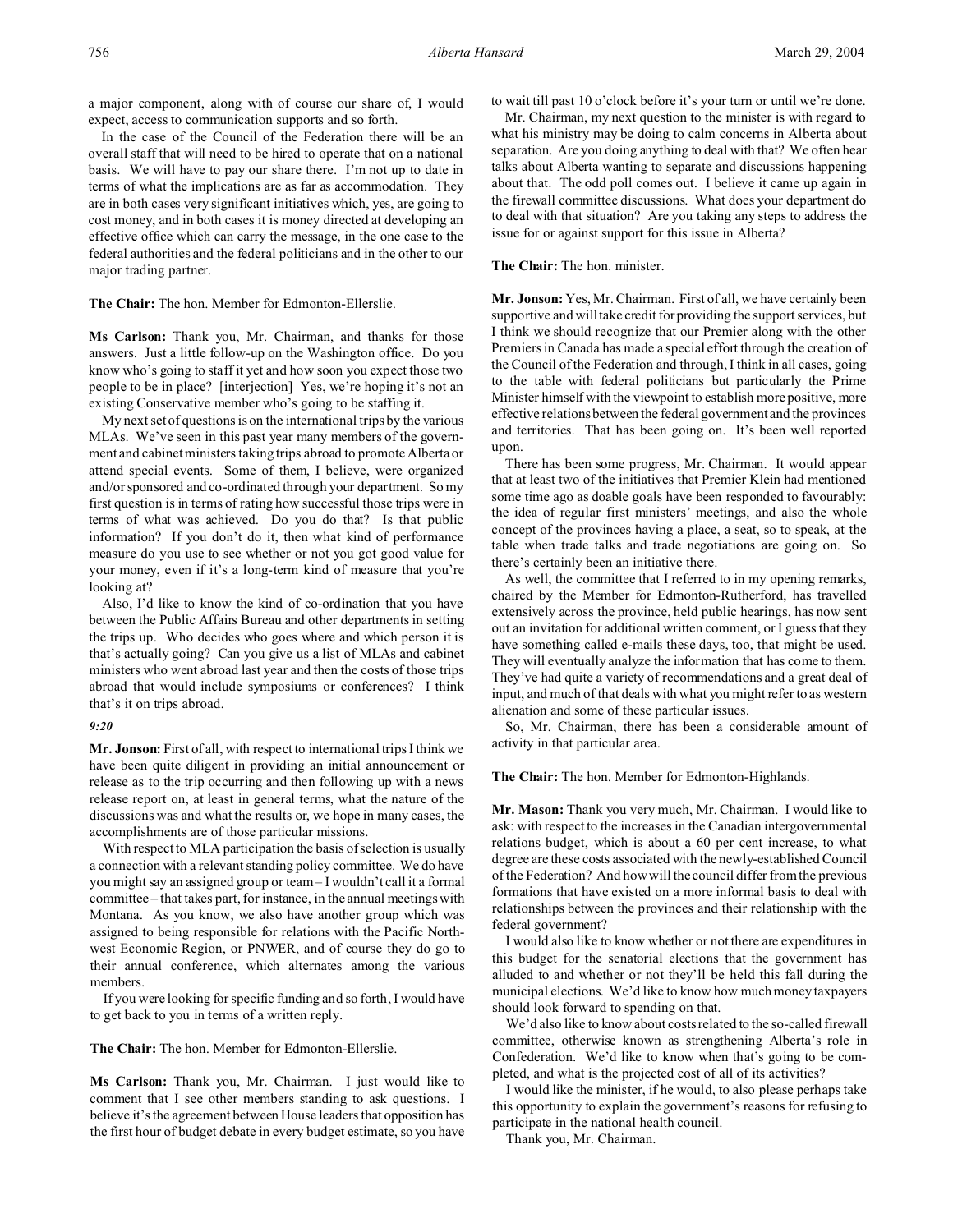a major component, along with of course our share of, I would expect, access to communication supports and so forth.

In the case of the Council of the Federation there will be an overall staff that will need to be hired to operate that on a national basis. We will have to pay our share there. I'm not up to date in terms of what the implications are as far as accommodation. They are in both cases very significant initiatives which, yes, are going to cost money, and in both cases it is money directed at developing an effective office which can carry the message, in the one case to the federal authorities and the federal politicians and in the other to our major trading partner.

**The Chair:** The hon. Member for Edmonton-Ellerslie.

**Ms Carlson:** Thank you, Mr. Chairman, and thanks for those answers. Just a little follow-up on the Washington office. Do you know who's going to staff it yet and how soon you expect those two people to be in place? [interjection] Yes, we're hoping it's not an existing Conservative member who's going to be staffing it.

My next set of questions is on the international trips by the various MLAs. We've seen in this past year many members of the government and cabinet ministers taking trips abroad to promote Alberta or attend special events. Some of them, I believe, were organized and/or sponsored and co-ordinated through your department. So my first question is in terms of rating how successful those trips were in terms of what was achieved. Do you do that? Is that public information? If you don't do it, then what kind of performance measure do you use to see whether or not you got good value for your money, even if it's a long-term kind of measure that you're looking at?

Also, I'd like to know the kind of co-ordination that you have between the Public Affairs Bureau and other departments in setting the trips up. Who decides who goes where and which person it is that's actually going? Can you give us a list of MLAs and cabinet ministers who went abroad last year and then the costs of those trips abroad that would include symposiums or conferences? I think that's it on trips abroad.

*9:20*

**Mr. Jonson:** First of all, with respect to international trips I think we have been quite diligent in providing an initial announcement or release as to the trip occurring and then following up with a news release report on, at least in general terms, what the nature of the discussions was and what the results or, we hope in many cases, the accomplishments are of those particular missions.

With respect to MLA participation the basis of selection is usually a connection with a relevant standing policy committee. We do have you might say an assigned group or team – I wouldn't call it a formal committee – that takes part, for instance, in the annual meetings with Montana. As you know, we also have another group which was assigned to being responsible for relations with the Pacific Northwest Economic Region, or PNWER, and of course they do go to their annual conference, which alternates among the various members.

If you were looking for specific funding and so forth, I would have to get back to you in terms of a written reply.

**The Chair:** The hon. Member for Edmonton-Ellerslie.

**Ms Carlson:** Thank you, Mr. Chairman. I just would like to comment that I see other members standing to ask questions. I believe it's the agreement between House leaders that opposition has the first hour of budget debate in every budget estimate, so you have to wait till past 10 o'clock before it's your turn or until we're done.

Mr. Chairman, my next question to the minister is with regard to what his ministry may be doing to calm concerns in Alberta about separation. Are you doing anything to deal with that? We often hear talks about Alberta wanting to separate and discussions happening about that. The odd poll comes out. I believe it came up again in the firewall committee discussions. What does your department do to deal with that situation? Are you taking any steps to address the issue for or against support for this issue in Alberta?

**The Chair:** The hon. minister.

**Mr. Jonson:** Yes, Mr. Chairman. First of all, we have certainly been supportive and will take credit for providing the support services, but I think we should recognize that our Premier along with the other Premiers in Canada has made a special effort through the creation of the Council of the Federation and through, I think in all cases, going to the table with federal politicians but particularly the Prime Minister himself with the viewpoint to establish more positive, more effective relations between the federal government and the provinces and territories. That has been going on. It's been well reported upon.

There has been some progress, Mr. Chairman. It would appear that at least two of the initiatives that Premier Klein had mentioned some time ago as doable goals have been responded to favourably: the idea of regular first ministers' meetings, and also the whole concept of the provinces having a place, a seat, so to speak, at the table when trade talks and trade negotiations are going on. So there's certainly been an initiative there.

As well, the committee that I referred to in my opening remarks, chaired by the Member for Edmonton-Rutherford, has travelled extensively across the province, held public hearings, has now sent out an invitation for additional written comment, or I guess that they have something called e-mails these days, too, that might be used. They will eventually analyze the information that has come to them. They've had quite a variety of recommendations and a great deal of input, and much of that deals with what you might refer to as western alienation and some of these particular issues.

So, Mr. Chairman, there has been a considerable amount of activity in that particular area.

**The Chair:** The hon. Member for Edmonton-Highlands.

**Mr. Mason:** Thank you very much, Mr. Chairman. I would like to ask: with respect to the increases in the Canadian intergovernmental relations budget, which is about a 60 per cent increase, to what degree are these costs associated with the newly-established Council of the Federation? And how will the council differ from the previous formations that have existed on a more informal basis to deal with relationships between the provinces and their relationship with the federal government?

I would also like to know whether or not there are expenditures in this budget for the senatorial elections that the government has alluded to and whether or not they'll be held this fall during the municipal elections. We'd like to know how much money taxpayers should look forward to spending on that.

We'd also like to know about costs related to the so-called firewall committee, otherwise known as strengthening Alberta's role in Confederation. We'd like to know when that's going to be completed, and what is the projected cost of all of its activities?

I would like the minister, if he would, to also please perhaps take this opportunity to explain the government's reasons for refusing to participate in the national health council.

Thank you, Mr. Chairman.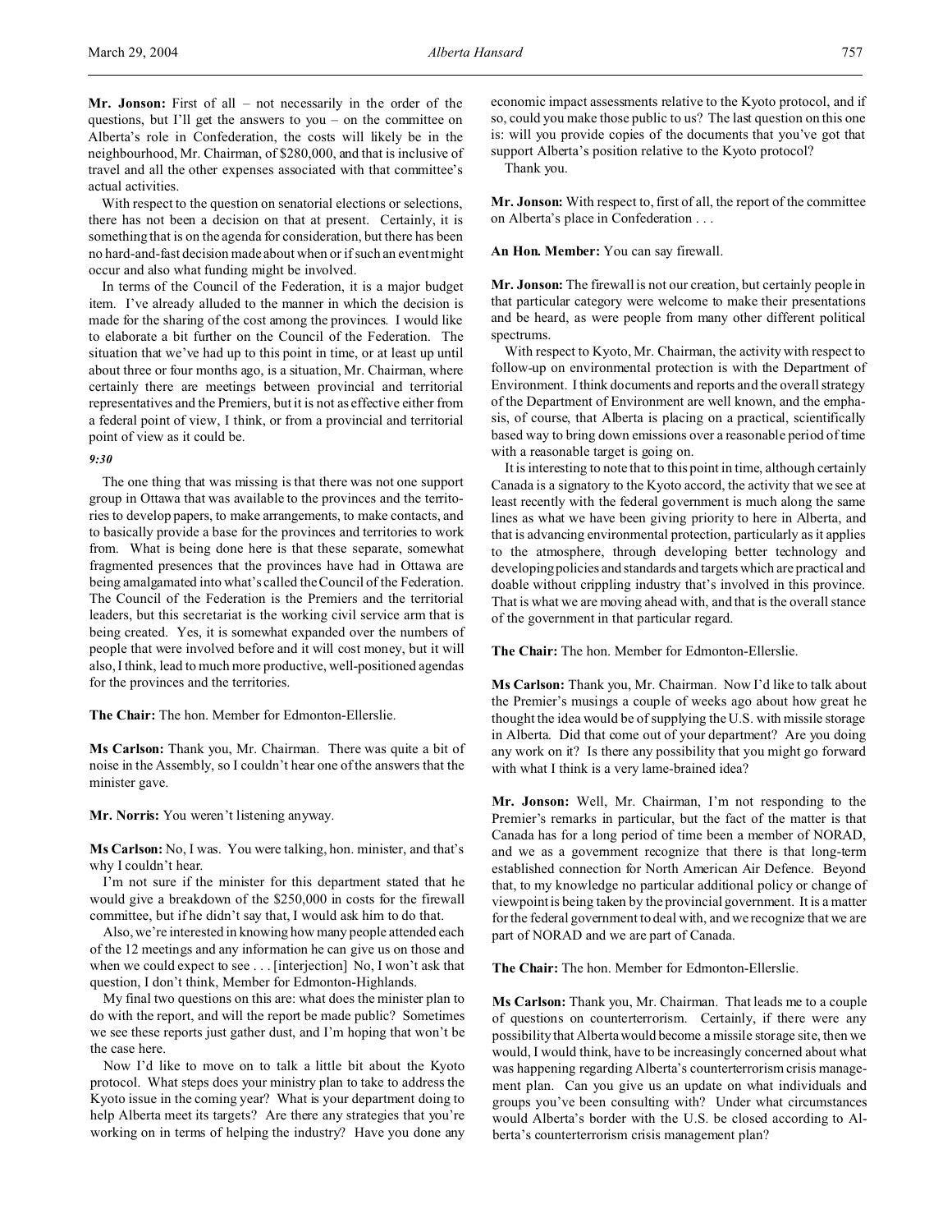**Mr. Jonson:** First of all – not necessarily in the order of the questions, but I'll get the answers to you – on the committee on Alberta's role in Confederation, the costs will likely be in the neighbourhood, Mr. Chairman, of $280,000, and that is inclusive of travel and all the other expenses associated with that committee's actual activities.

With respect to the question on senatorial elections or selections, there has not been a decision on that at present. Certainly, it is something that is on the agenda for consideration, but there has been no hard-and-fast decision made about when or if such an event might occur and also what funding might be involved.

In terms of the Council of the Federation, it is a major budget item. I've already alluded to the manner in which the decision is made for the sharing of the cost among the provinces. I would like to elaborate a bit further on the Council of the Federation. The situation that we've had up to this point in time, or at least up until about three or four months ago, is a situation, Mr. Chairman, where certainly there are meetings between provincial and territorial representatives and the Premiers, but it is not as effective either from a federal point of view, I think, or from a provincial and territorial point of view as it could be.

*9:30*

The one thing that was missing is that there was not one support group in Ottawa that was available to the provinces and the territories to develop papers, to make arrangements, to make contacts, and to basically provide a base for the provinces and territories to work from. What is being done here is that these separate, somewhat fragmented presences that the provinces have had in Ottawa are being amalgamated into what's called the Council of the Federation. The Council of the Federation is the Premiers and the territorial leaders, but this secretariat is the working civil service arm that is being created. Yes, it is somewhat expanded over the numbers of people that were involved before and it will cost money, but it will also, I think, lead to much more productive, well-positioned agendas for the provinces and the territories.

**The Chair:** The hon. Member for Edmonton-Ellerslie.

**Ms Carlson:** Thank you, Mr. Chairman. There was quite a bit of noise in the Assembly, so I couldn't hear one of the answers that the minister gave.

**Mr. Norris:** You weren't listening anyway.

**Ms Carlson:** No, I was. You were talking, hon. minister, and that's why I couldn't hear.

I'm not sure if the minister for this department stated that he would give a breakdown of the $250,000 in costs for the firewall committee, but if he didn't say that, I would ask him to do that.

Also, we're interested in knowing how many people attended each of the 12 meetings and any information he can give us on those and when we could expect to see . . . [interjection] No, I won't ask that question, I don't think, Member for Edmonton-Highlands.

My final two questions on this are: what does the minister plan to do with the report, and will the report be made public? Sometimes we see these reports just gather dust, and I'm hoping that won't be the case here.

Now I'd like to move on to talk a little bit about the Kyoto protocol. What steps does your ministry plan to take to address the Kyoto issue in the coming year? What is your department doing to help Alberta meet its targets? Are there any strategies that you're working on in terms of helping the industry? Have you done any economic impact assessments relative to the Kyoto protocol, and if so, could you make those public to us? The last question on this one is: will you provide copies of the documents that you've got that support Alberta's position relative to the Kyoto protocol?

Thank you.

**Mr. Jonson:** With respect to, first of all, the report of the committee on Alberta's place in Confederation . . .

**An Hon. Member:** You can say firewall.

**Mr. Jonson:** The firewall is not our creation, but certainly people in that particular category were welcome to make their presentations and be heard, as were people from many other different political spectrums.

With respect to Kyoto, Mr. Chairman, the activity with respect to follow-up on environmental protection is with the Department of Environment. I think documents and reports and the overall strategy of the Department of Environment are well known, and the emphasis, of course, that Alberta is placing on a practical, scientifically based way to bring down emissions over a reasonable period of time with a reasonable target is going on.

It is interesting to note that to this point in time, although certainly Canada is a signatory to the Kyoto accord, the activity that we see at least recently with the federal government is much along the same lines as what we have been giving priority to here in Alberta, and that is advancing environmental protection, particularly as it applies to the atmosphere, through developing better technology and developing policies and standards and targets which are practical and doable without crippling industry that's involved in this province. That is what we are moving ahead with, and that is the overall stance of the government in that particular regard.

**The Chair:** The hon. Member for Edmonton-Ellerslie.

**Ms Carlson:** Thank you, Mr. Chairman. Now I'd like to talk about the Premier's musings a couple of weeks ago about how great he thought the idea would be of supplying the U.S. with missile storage in Alberta. Did that come out of your department? Are you doing any work on it? Is there any possibility that you might go forward with what I think is a very lame-brained idea?

**Mr. Jonson:** Well, Mr. Chairman, I'm not responding to the Premier's remarks in particular, but the fact of the matter is that Canada has for a long period of time been a member of NORAD, and we as a government recognize that there is that long-term established connection for North American Air Defence. Beyond that, to my knowledge no particular additional policy or change of viewpoint is being taken by the provincial government. It is a matter for the federal government to deal with, and we recognize that we are part of NORAD and we are part of Canada.

**The Chair:** The hon. Member for Edmonton-Ellerslie.

**Ms Carlson:** Thank you, Mr. Chairman. That leads me to a couple of questions on counterterrorism. Certainly, if there were any possibility that Alberta would become a missile storage site, then we would, I would think, have to be increasingly concerned about what was happening regarding Alberta's counterterrorism crisis management plan. Can you give us an update on what individuals and groups you've been consulting with? Under what circumstances would Alberta's border with the U.S. be closed according to Alberta's counterterrorism crisis management plan?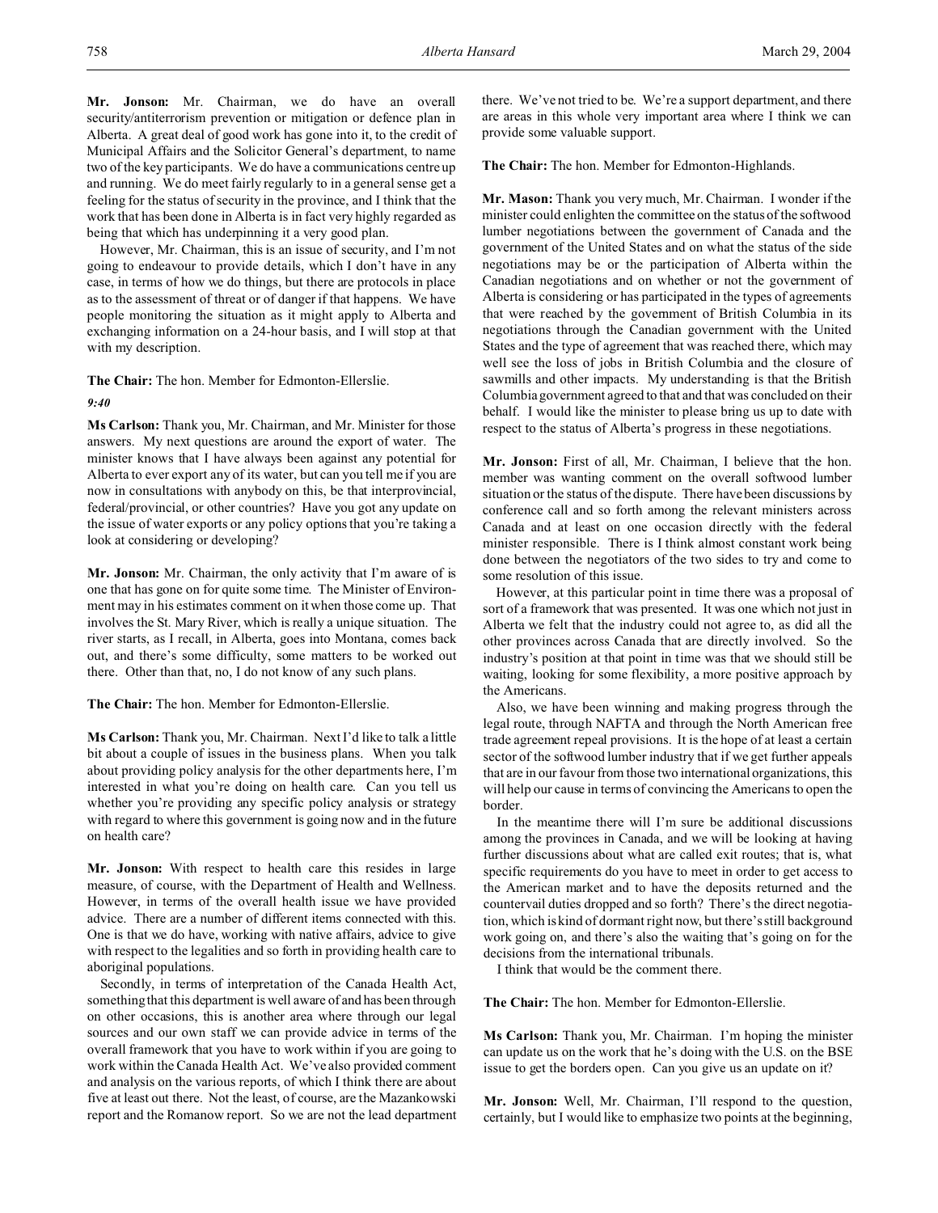**Mr. Jonson:** Mr. Chairman, we do have an overall security/antiterrorism prevention or mitigation or defence plan in Alberta. A great deal of good work has gone into it, to the credit of Municipal Affairs and the Solicitor General's department, to name two of the key participants. We do have a communications centre up and running. We do meet fairly regularly to in a general sense get a feeling for the status of security in the province, and I think that the work that has been done in Alberta is in fact very highly regarded as being that which has underpinning it a very good plan.

However, Mr. Chairman, this is an issue of security, and I'm not going to endeavour to provide details, which I don't have in any case, in terms of how we do things, but there are protocols in place as to the assessment of threat or of danger if that happens. We have people monitoring the situation as it might apply to Alberta and exchanging information on a 24-hour basis, and I will stop at that with my description.

**The Chair:** The hon. Member for Edmonton-Ellerslie.

*9:40*

**Ms Carlson:** Thank you, Mr. Chairman, and Mr. Minister for those answers. My next questions are around the export of water. The minister knows that I have always been against any potential for Alberta to ever export any of its water, but can you tell me if you are now in consultations with anybody on this, be that interprovincial, federal/provincial, or other countries? Have you got any update on the issue of water exports or any policy options that you're taking a look at considering or developing?

**Mr. Jonson:** Mr. Chairman, the only activity that I'm aware of is one that has gone on for quite some time. The Minister of Environment may in his estimates comment on it when those come up. That involves the St. Mary River, which is really a unique situation. The river starts, as I recall, in Alberta, goes into Montana, comes back out, and there's some difficulty, some matters to be worked out there. Other than that, no, I do not know of any such plans.

**The Chair:** The hon. Member for Edmonton-Ellerslie.

**Ms Carlson:** Thank you, Mr. Chairman. Next I'd like to talk a little bit about a couple of issues in the business plans. When you talk about providing policy analysis for the other departments here, I'm interested in what you're doing on health care. Can you tell us whether you're providing any specific policy analysis or strategy with regard to where this government is going now and in the future on health care?

**Mr. Jonson:** With respect to health care this resides in large measure, of course, with the Department of Health and Wellness. However, in terms of the overall health issue we have provided advice. There are a number of different items connected with this. One is that we do have, working with native affairs, advice to give with respect to the legalities and so forth in providing health care to aboriginal populations.

Secondly, in terms of interpretation of the Canada Health Act, something that this department is well aware of and has been through on other occasions, this is another area where through our legal sources and our own staff we can provide advice in terms of the overall framework that you have to work within if you are going to work within the Canada Health Act. We've also provided comment and analysis on the various reports, of which I think there are about five at least out there. Not the least, of course, are the Mazankowski report and the Romanow report. So we are not the lead department there. We've not tried to be. We're a support department, and there are areas in this whole very important area where I think we can provide some valuable support.

**The Chair:** The hon. Member for Edmonton-Highlands.

**Mr. Mason:** Thank you very much, Mr. Chairman. I wonder if the minister could enlighten the committee on the status of the softwood lumber negotiations between the government of Canada and the government of the United States and on what the status of the side negotiations may be or the participation of Alberta within the Canadian negotiations and on whether or not the government of Alberta is considering or has participated in the types of agreements that were reached by the government of British Columbia in its negotiations through the Canadian government with the United States and the type of agreement that was reached there, which may well see the loss of jobs in British Columbia and the closure of sawmills and other impacts. My understanding is that the British Columbia government agreed to that and that was concluded on their behalf. I would like the minister to please bring us up to date with respect to the status of Alberta's progress in these negotiations.

**Mr. Jonson:** First of all, Mr. Chairman, I believe that the hon. member was wanting comment on the overall softwood lumber situation or the status of the dispute. There have been discussions by conference call and so forth among the relevant ministers across Canada and at least on one occasion directly with the federal minister responsible. There is I think almost constant work being done between the negotiators of the two sides to try and come to some resolution of this issue.

However, at this particular point in time there was a proposal of sort of a framework that was presented. It was one which not just in Alberta we felt that the industry could not agree to, as did all the other provinces across Canada that are directly involved. So the industry's position at that point in time was that we should still be waiting, looking for some flexibility, a more positive approach by the Americans.

Also, we have been winning and making progress through the legal route, through NAFTA and through the North American free trade agreement repeal provisions. It is the hope of at least a certain sector of the softwood lumber industry that if we get further appeals that are in our favour from those two international organizations, this will help our cause in terms of convincing the Americans to open the border.

In the meantime there will I'm sure be additional discussions among the provinces in Canada, and we will be looking at having further discussions about what are called exit routes; that is, what specific requirements do you have to meet in order to get access to the American market and to have the deposits returned and the countervail duties dropped and so forth? There's the direct negotiation, which is kind of dormant right now, but there's still background work going on, and there's also the waiting that's going on for the decisions from the international tribunals.

I think that would be the comment there.

**The Chair:** The hon. Member for Edmonton-Ellerslie.

**Ms Carlson:** Thank you, Mr. Chairman. I'm hoping the minister can update us on the work that he's doing with the U.S. on the BSE issue to get the borders open. Can you give us an update on it?

**Mr. Jonson:** Well, Mr. Chairman, I'll respond to the question, certainly, but I would like to emphasize two points at the beginning,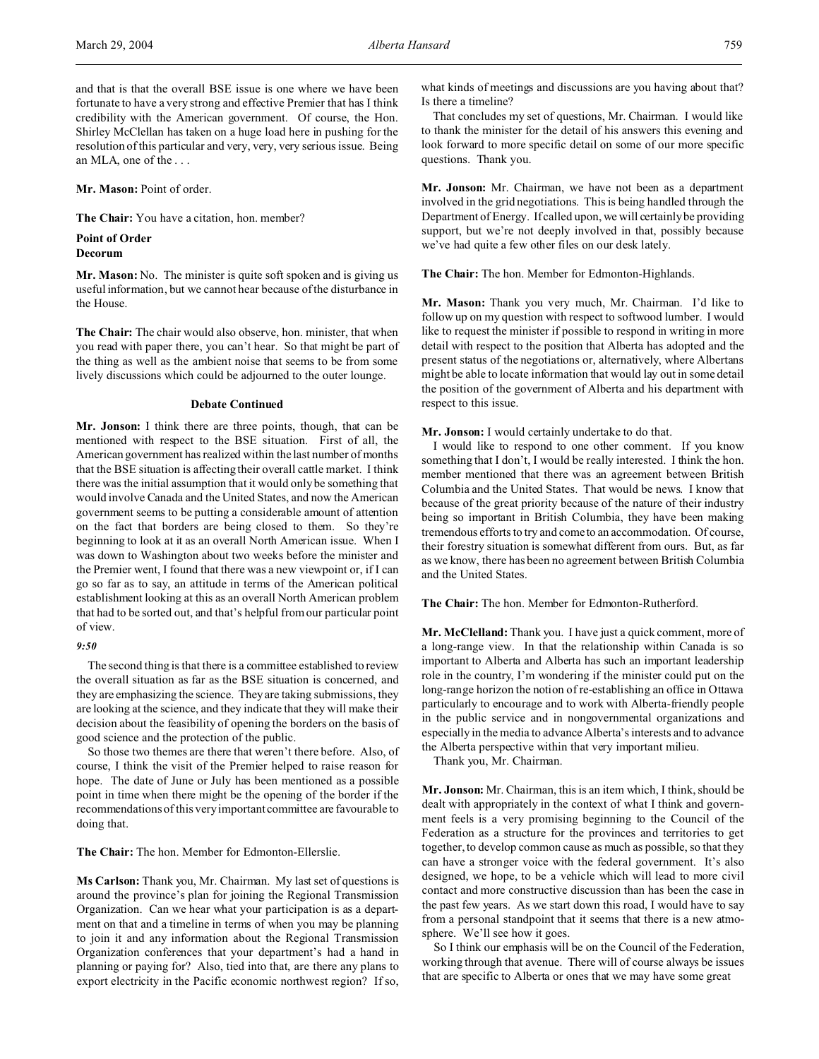and that is that the overall BSE issue is one where we have been fortunate to have a very strong and effective Premier that has I think credibility with the American government. Of course, the Hon. Shirley McClellan has taken on a huge load here in pushing for the resolution of this particular and very, very, very serious issue. Being an MLA, one of the . . .

**Mr. Mason:** Point of order.

**The Chair:** You have a citation, hon. member?

**Point of Order**
**Decorum**

**Mr. Mason:** No. The minister is quite soft spoken and is giving us useful information, but we cannot hear because of the disturbance in the House.

**The Chair:** The chair would also observe, hon. minister, that when you read with paper there, you can't hear. So that might be part of the thing as well as the ambient noise that seems to be from some lively discussions which could be adjourned to the outer lounge.

**Debate Continued**

**Mr. Jonson:** I think there are three points, though, that can be mentioned with respect to the BSE situation. First of all, the American government has realized within the last number of months that the BSE situation is affecting their overall cattle market. I think there was the initial assumption that it would only be something that would involve Canada and the United States, and now the American government seems to be putting a considerable amount of attention on the fact that borders are being closed to them. So they're beginning to look at it as an overall North American issue. When I was down to Washington about two weeks before the minister and the Premier went, I found that there was a new viewpoint or, if I can go so far as to say, an attitude in terms of the American political establishment looking at this as an overall North American problem that had to be sorted out, and that's helpful from our particular point of view.

*9:50*

The second thing is that there is a committee established to review the overall situation as far as the BSE situation is concerned, and they are emphasizing the science. They are taking submissions, they are looking at the science, and they indicate that they will make their decision about the feasibility of opening the borders on the basis of good science and the protection of the public.

So those two themes are there that weren't there before. Also, of course, I think the visit of the Premier helped to raise reason for hope. The date of June or July has been mentioned as a possible point in time when there might be the opening of the border if the recommendations of this very important committee are favourable to doing that.

**The Chair:** The hon. Member for Edmonton-Ellerslie.

**Ms Carlson:** Thank you, Mr. Chairman. My last set of questions is around the province's plan for joining the Regional Transmission Organization. Can we hear what your participation is as a department on that and a timeline in terms of when you may be planning to join it and any information about the Regional Transmission Organization conferences that your department's had a hand in planning or paying for? Also, tied into that, are there any plans to export electricity in the Pacific economic northwest region? If so, what kinds of meetings and discussions are you having about that? Is there a timeline?

That concludes my set of questions, Mr. Chairman. I would like to thank the minister for the detail of his answers this evening and look forward to more specific detail on some of our more specific questions. Thank you.

**Mr. Jonson:** Mr. Chairman, we have not been as a department involved in the grid negotiations. This is being handled through the Department of Energy. If called upon, we will certainly be providing support, but we're not deeply involved in that, possibly because we've had quite a few other files on our desk lately.

**The Chair:** The hon. Member for Edmonton-Highlands.

**Mr. Mason:** Thank you very much, Mr. Chairman. I'd like to follow up on my question with respect to softwood lumber. I would like to request the minister if possible to respond in writing in more detail with respect to the position that Alberta has adopted and the present status of the negotiations or, alternatively, where Albertans might be able to locate information that would lay out in some detail the position of the government of Alberta and his department with respect to this issue.

**Mr. Jonson:** I would certainly undertake to do that.

I would like to respond to one other comment. If you know something that I don't, I would be really interested. I think the hon. member mentioned that there was an agreement between British Columbia and the United States. That would be news. I know that because of the great priority because of the nature of their industry being so important in British Columbia, they have been making tremendous efforts to try and come to an accommodation. Of course, their forestry situation is somewhat different from ours. But, as far as we know, there has been no agreement between British Columbia and the United States.

**The Chair:** The hon. Member for Edmonton-Rutherford.

**Mr. McClelland:** Thank you. I have just a quick comment, more of a long-range view. In that the relationship within Canada is so important to Alberta and Alberta has such an important leadership role in the country, I'm wondering if the minister could put on the long-range horizon the notion of re-establishing an office in Ottawa particularly to encourage and to work with Alberta-friendly people in the public service and in nongovernmental organizations and especially in the media to advance Alberta's interests and to advance the Alberta perspective within that very important milieu.

Thank you, Mr. Chairman.

**Mr. Jonson:** Mr. Chairman, this is an item which, I think, should be dealt with appropriately in the context of what I think and government feels is a very promising beginning to the Council of the Federation as a structure for the provinces and territories to get together, to develop common cause as much as possible, so that they can have a stronger voice with the federal government. It's also designed, we hope, to be a vehicle which will lead to more civil contact and more constructive discussion than has been the case in the past few years. As we start down this road, I would have to say from a personal standpoint that it seems that there is a new atmosphere. We'll see how it goes.

So I think our emphasis will be on the Council of the Federation, working through that avenue. There will of course always be issues that are specific to Alberta or ones that we may have some great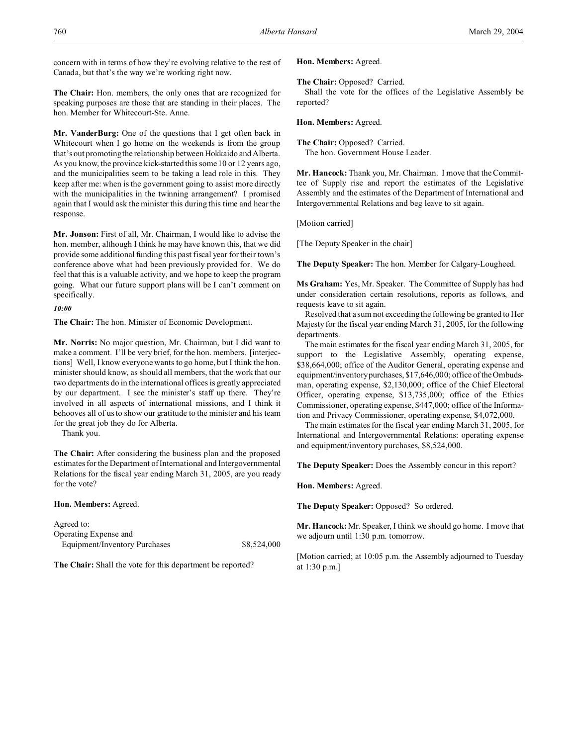concern with in terms of how they're evolving relative to the rest of Canada, but that's the way we're working right now.

**The Chair:** Hon. members, the only ones that are recognized for speaking purposes are those that are standing in their places. The hon. Member for Whitecourt-Ste. Anne.

**Mr. VanderBurg:** One of the questions that I get often back in Whitecourt when I go home on the weekends is from the group that's out promoting the relationship between Hokkaido and Alberta. As you know, the province kick-started this some 10 or 12 years ago, and the municipalities seem to be taking a lead role in this. They keep after me: when is the government going to assist more directly with the municipalities in the twinning arrangement? I promised again that I would ask the minister this during this time and hear the response.

**Mr. Jonson:** First of all, Mr. Chairman, I would like to advise the hon. member, although I think he may have known this, that we did provide some additional funding this past fiscal year for their town's conference above what had been previously provided for. We do feel that this is a valuable activity, and we hope to keep the program going. What our future support plans will be I can't comment on specifically.

***10:00***

**The Chair:** The hon. Minister of Economic Development.

**Mr. Norris:** No major question, Mr. Chairman, but I did want to make a comment. I'll be very brief, for the hon. members. [interjections] Well, I know everyone wants to go home, but I think the hon. minister should know, as should all members, that the work that our two departments do in the international offices is greatly appreciated by our department. I see the minister's staff up there. They're involved in all aspects of international missions, and I think it behooves all of us to show our gratitude to the minister and his team for the great job they do for Alberta.

Thank you.

**The Chair:** After considering the business plan and the proposed estimates for the Department of International and Intergovernmental Relations for the fiscal year ending March 31, 2005, are you ready for the vote?

**Hon. Members:** Agreed.

Agreed to:
Operating Expense and
Equipment/Inventory Purchases $8,524,000

**The Chair:** Shall the vote for this department be reported?

**Hon. Members:** Agreed.

**The Chair:** Opposed? Carried.

Shall the vote for the offices of the Legislative Assembly be reported?

**Hon. Members:** Agreed.

**The Chair:** Opposed? Carried.

The hon. Government House Leader.

**Mr. Hancock:** Thank you, Mr. Chairman. I move that the Committee of Supply rise and report the estimates of the Legislative Assembly and the estimates of the Department of International and Intergovernmental Relations and beg leave to sit again.

[Motion carried]

[The Deputy Speaker in the chair]

**The Deputy Speaker:** The hon. Member for Calgary-Lougheed.

**Ms Graham:** Yes, Mr. Speaker. The Committee of Supply has had under consideration certain resolutions, reports as follows, and requests leave to sit again.

Resolved that a sum not exceeding the following be granted to Her Majesty for the fiscal year ending March 31, 2005, for the following departments.

The main estimates for the fiscal year ending March 31, 2005, for support to the Legislative Assembly, operating expense, $38,664,000; office of the Auditor General, operating expense and equipment/inventory purchases, $17,646,000; office of the Ombudsman, operating expense, $2,130,000; office of the Chief Electoral Officer, operating expense, $13,735,000; office of the Ethics Commissioner, operating expense, $447,000; office of the Information and Privacy Commissioner, operating expense, $4,072,000.

The main estimates for the fiscal year ending March 31, 2005, for International and Intergovernmental Relations: operating expense and equipment/inventory purchases, $8,524,000.

**The Deputy Speaker:** Does the Assembly concur in this report?

**Hon. Members:** Agreed.

**The Deputy Speaker:** Opposed? So ordered.

**Mr. Hancock:** Mr. Speaker, I think we should go home. I move that we adjourn until 1:30 p.m. tomorrow.

[Motion carried; at 10:05 p.m. the Assembly adjourned to Tuesday at 1:30 p.m.]